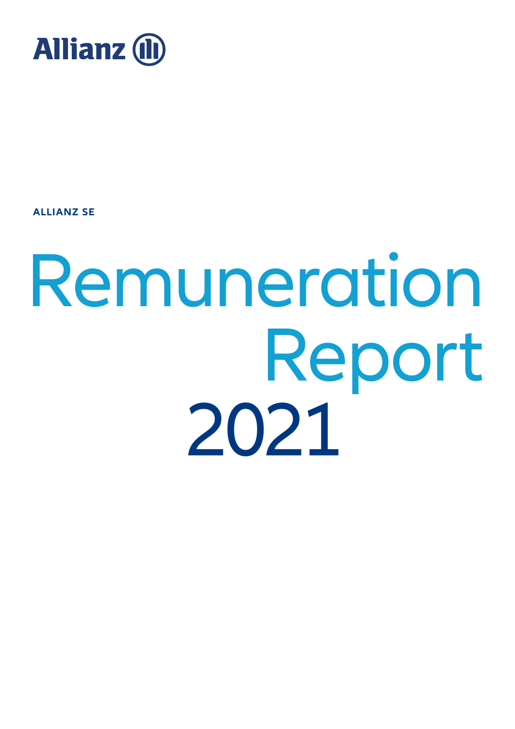Allianz

ALLIANZ SE

# Remuneration Report 2021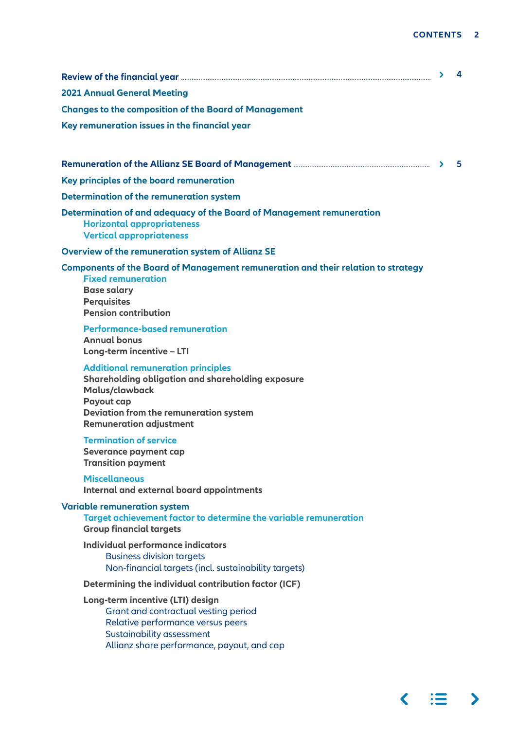# Contents

Review of the financial year ........ 4

2021 Annual General Meeting

Changes to the composition of the Board of Management

Key remuneration issues in the financial year

Remuneration of the Allianz SE Board of Management ........ 5

Key principles of the board remuneration

Determination of the remuneration system

Determination of and adequacy of the Board of Management remuneration
- Horizontal appropriateness
- Vertical appropriateness

Overview of the remuneration system of Allianz SE

Components of the Board of Management remuneration and their relation to strategy
- Fixed remuneration
  - Base salary
  - Perquisites
  - Pension contribution
- Performance-based remuneration
  - Annual bonus
  - Long-term incentive – LTI
- Additional remuneration principles
  - Shareholding obligation and shareholding exposure
  - Malus/clawback
  - Payout cap
  - Deviation from the remuneration system
  - Remuneration adjustment
- Termination of service
  - Severance payment cap
  - Transition payment
- Miscellaneous
  - Internal and external board appointments

Variable remuneration system
- Target achievement factor to determine the variable remuneration
  - Group financial targets
  - Individual performance indicators
    - Business division targets
    - Non-financial targets (incl. sustainability targets)
  - Determining the individual contribution factor (ICF)
  - Long-term incentive (LTI) design
    - Grant and contractual vesting period
    - Relative performance versus peers
    - Sustainability assessment
    - Allianz share performance, payout, and cap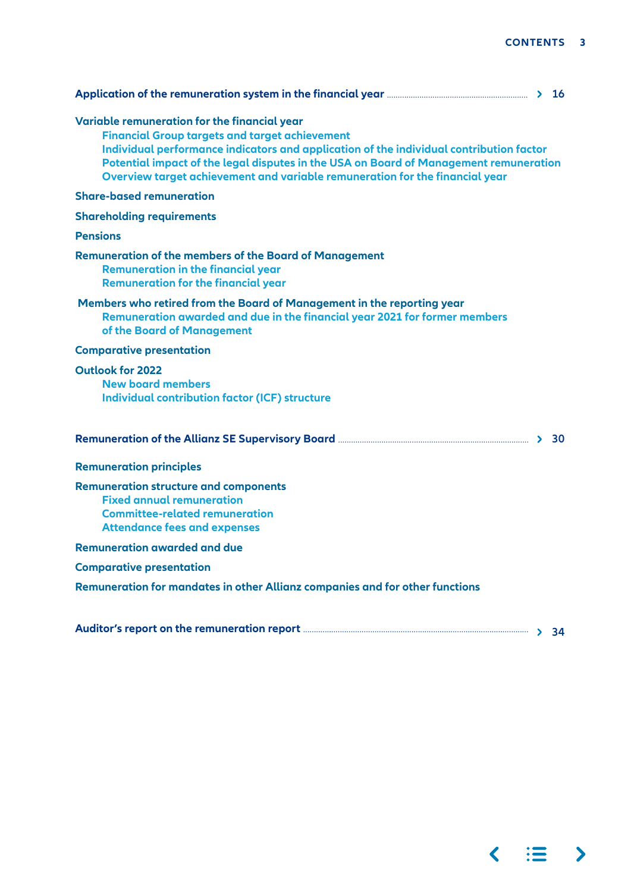**Application of the remuneration system in the financial year** ... 16

**Variable remuneration for the financial year**
- Financial Group targets and target achievement
- Individual performance indicators and application of the individual contribution factor
- Potential impact of the legal disputes in the USA on Board of Management remuneration
- Overview target achievement and variable remuneration for the financial year

**Share-based remuneration**

**Shareholding requirements**

**Pensions**

**Remuneration of the members of the Board of Management**
- Remuneration in the financial year
- Remuneration for the financial year

**Members who retired from the Board of Management in the reporting year**
- Remuneration awarded and due in the financial year 2021 for former members of the Board of Management

**Comparative presentation**

**Outlook for 2022**
- New board members
- Individual contribution factor (ICF) structure

**Remuneration of the Allianz SE Supervisory Board** ... 30

**Remuneration principles**

**Remuneration structure and components**
- Fixed annual remuneration
- Committee-related remuneration
- Attendance fees and expenses

**Remuneration awarded and due**

**Comparative presentation**

**Remuneration for mandates in other Allianz companies and for other functions**

**Auditor's report on the remuneration report** ... 34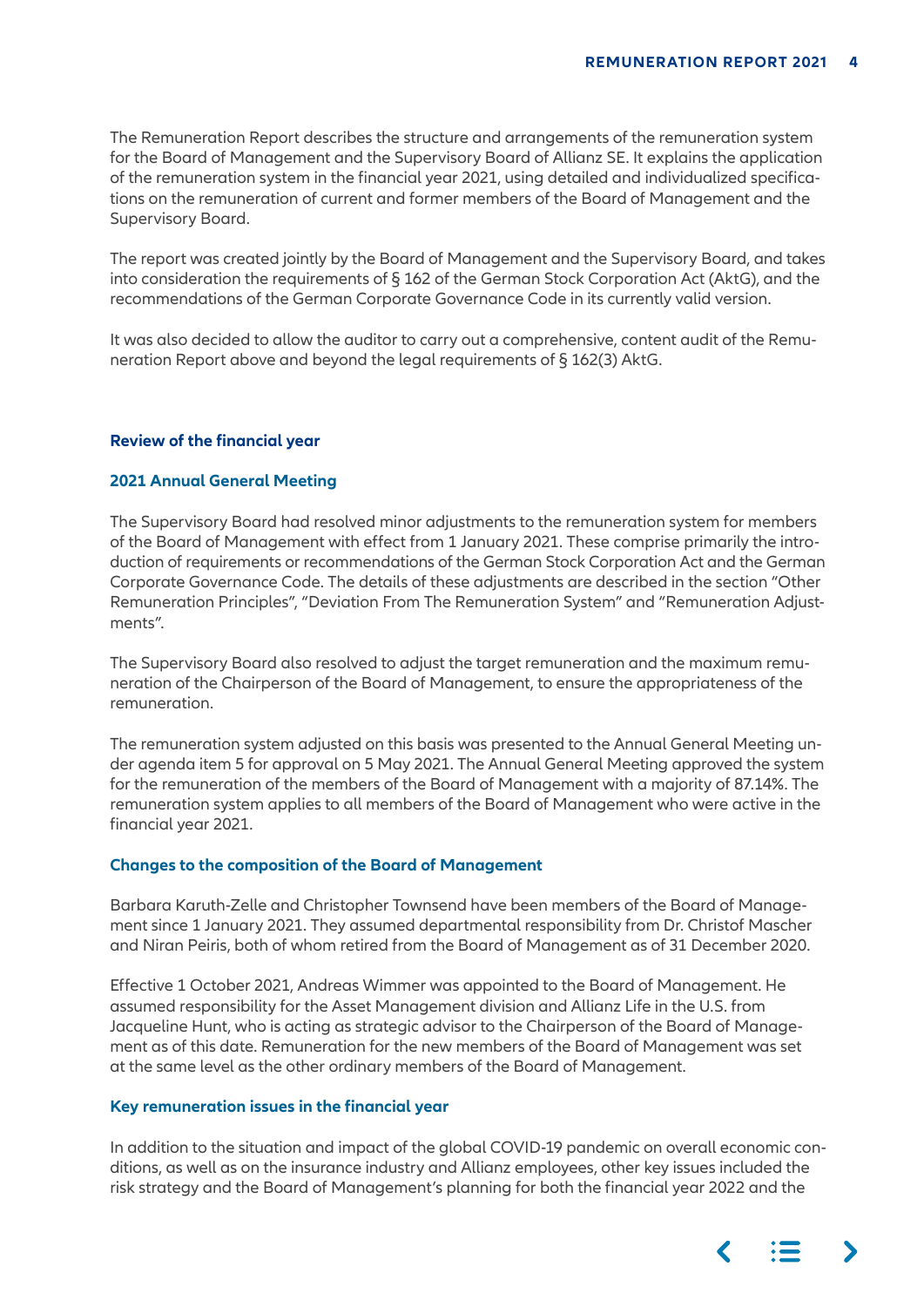The Remuneration Report describes the structure and arrangements of the remuneration system for the Board of Management and the Supervisory Board of Allianz SE. It explains the application of the remuneration system in the financial year 2021, using detailed and individualized specifications on the remuneration of current and former members of the Board of Management and the Supervisory Board.

The report was created jointly by the Board of Management and the Supervisory Board, and takes into consideration the requirements of § 162 of the German Stock Corporation Act (AktG), and the recommendations of the German Corporate Governance Code in its currently valid version.

It was also decided to allow the auditor to carry out a comprehensive, content audit of the Remuneration Report above and beyond the legal requirements of § 162(3) AktG.

## Review of the financial year

### 2021 Annual General Meeting

The Supervisory Board had resolved minor adjustments to the remuneration system for members of the Board of Management with effect from 1 January 2021. These comprise primarily the introduction of requirements or recommendations of the German Stock Corporation Act and the German Corporate Governance Code. The details of these adjustments are described in the section "Other Remuneration Principles", "Deviation From The Remuneration System" and "Remuneration Adjustments".

The Supervisory Board also resolved to adjust the target remuneration and the maximum remuneration of the Chairperson of the Board of Management, to ensure the appropriateness of the remuneration.

The remuneration system adjusted on this basis was presented to the Annual General Meeting under agenda item 5 for approval on 5 May 2021. The Annual General Meeting approved the system for the remuneration of the members of the Board of Management with a majority of 87.14%. The remuneration system applies to all members of the Board of Management who were active in the financial year 2021.

### Changes to the composition of the Board of Management

Barbara Karuth-Zelle and Christopher Townsend have been members of the Board of Management since 1 January 2021. They assumed departmental responsibility from Dr. Christof Mascher and Niran Peiris, both of whom retired from the Board of Management as of 31 December 2020.

Effective 1 October 2021, Andreas Wimmer was appointed to the Board of Management. He assumed responsibility for the Asset Management division and Allianz Life in the U.S. from Jacqueline Hunt, who is acting as strategic advisor to the Chairperson of the Board of Management as of this date. Remuneration for the new members of the Board of Management was set at the same level as the other ordinary members of the Board of Management.

### Key remuneration issues in the financial year

In addition to the situation and impact of the global COVID-19 pandemic on overall economic conditions, as well as on the insurance industry and Allianz employees, other key issues included the risk strategy and the Board of Management's planning for both the financial year 2022 and the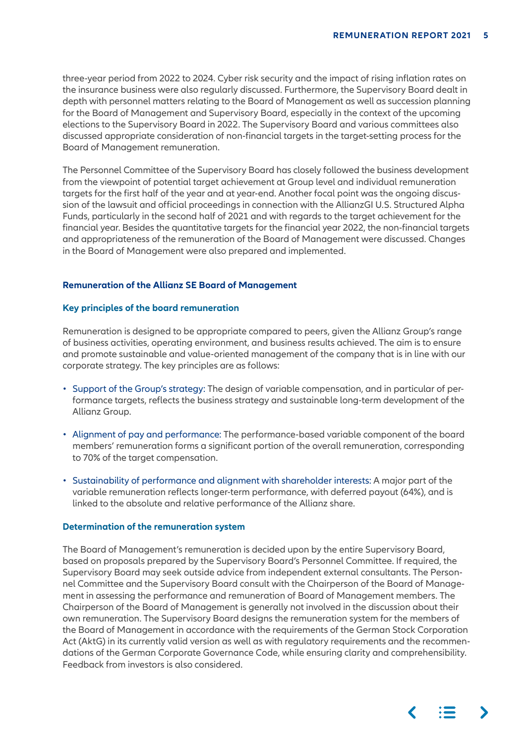three-year period from 2022 to 2024. Cyber risk security and the impact of rising inflation rates on the insurance business were also regularly discussed. Furthermore, the Supervisory Board dealt in depth with personnel matters relating to the Board of Management as well as succession planning for the Board of Management and Supervisory Board, especially in the context of the upcoming elections to the Supervisory Board in 2022. The Supervisory Board and various committees also discussed appropriate consideration of non-financial targets in the target-setting process for the Board of Management remuneration.

The Personnel Committee of the Supervisory Board has closely followed the business development from the viewpoint of potential target achievement at Group level and individual remuneration targets for the first half of the year and at year-end. Another focal point was the ongoing discussion of the lawsuit and official proceedings in connection with the AllianzGI U.S. Structured Alpha Funds, particularly in the second half of 2021 and with regards to the target achievement for the financial year. Besides the quantitative targets for the financial year 2022, the non-financial targets and appropriateness of the remuneration of the Board of Management were discussed. Changes in the Board of Management were also prepared and implemented.

## Remuneration of the Allianz SE Board of Management

### Key principles of the board remuneration

Remuneration is designed to be appropriate compared to peers, given the Allianz Group's range of business activities, operating environment, and business results achieved. The aim is to ensure and promote sustainable and value-oriented management of the company that is in line with our corporate strategy. The key principles are as follows:

- Support of the Group's strategy: The design of variable compensation, and in particular of performance targets, reflects the business strategy and sustainable long-term development of the Allianz Group.
- Alignment of pay and performance: The performance-based variable component of the board members' remuneration forms a significant portion of the overall remuneration, corresponding to 70% of the target compensation.
- Sustainability of performance and alignment with shareholder interests: A major part of the variable remuneration reflects longer-term performance, with deferred payout (64%), and is linked to the absolute and relative performance of the Allianz share.

### Determination of the remuneration system

The Board of Management's remuneration is decided upon by the entire Supervisory Board, based on proposals prepared by the Supervisory Board's Personnel Committee. If required, the Supervisory Board may seek outside advice from independent external consultants. The Personnel Committee and the Supervisory Board consult with the Chairperson of the Board of Management in assessing the performance and remuneration of Board of Management members. The Chairperson of the Board of Management is generally not involved in the discussion about their own remuneration. The Supervisory Board designs the remuneration system for the members of the Board of Management in accordance with the requirements of the German Stock Corporation Act (AktG) in its currently valid version as well as with regulatory requirements and the recommendations of the German Corporate Governance Code, while ensuring clarity and comprehensibility. Feedback from investors is also considered.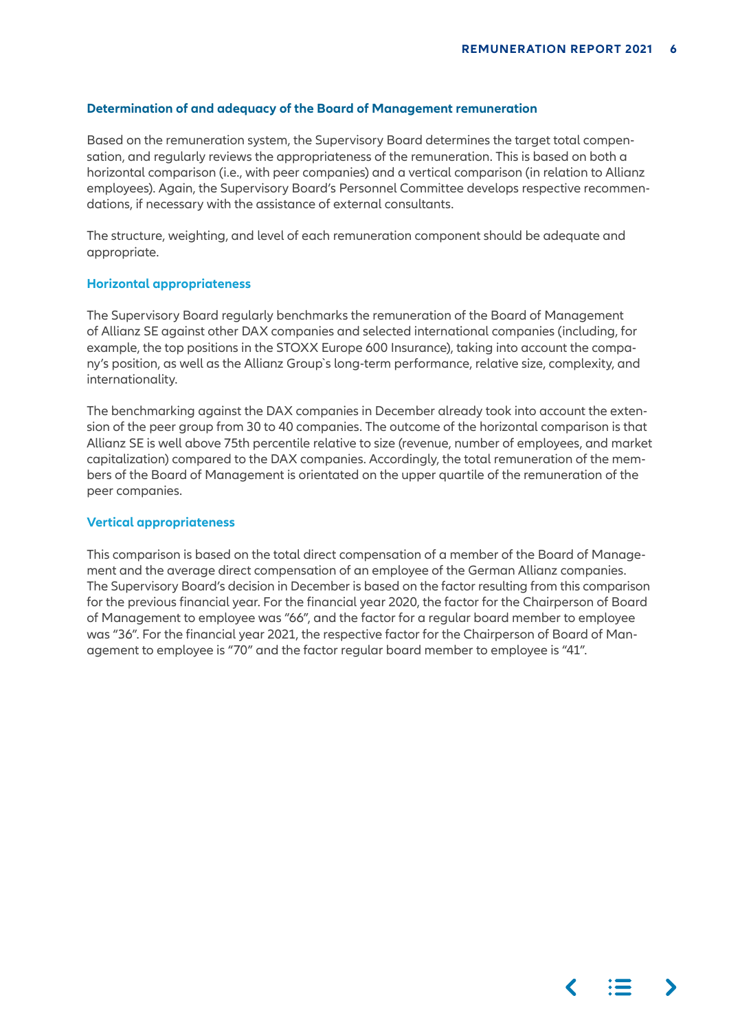### Determination of and adequacy of the Board of Management remuneration

Based on the remuneration system, the Supervisory Board determines the target total compensation, and regularly reviews the appropriateness of the remuneration. This is based on both a horizontal comparison (i.e., with peer companies) and a vertical comparison (in relation to Allianz employees). Again, the Supervisory Board's Personnel Committee develops respective recommendations, if necessary with the assistance of external consultants.

The structure, weighting, and level of each remuneration component should be adequate and appropriate.

#### Horizontal appropriateness

The Supervisory Board regularly benchmarks the remuneration of the Board of Management of Allianz SE against other DAX companies and selected international companies (including, for example, the top positions in the STOXX Europe 600 Insurance), taking into account the company's position, as well as the Allianz Group`s long-term performance, relative size, complexity, and internationality.

The benchmarking against the DAX companies in December already took into account the extension of the peer group from 30 to 40 companies. The outcome of the horizontal comparison is that Allianz SE is well above 75th percentile relative to size (revenue, number of employees, and market capitalization) compared to the DAX companies. Accordingly, the total remuneration of the members of the Board of Management is orientated on the upper quartile of the remuneration of the peer companies.

#### Vertical appropriateness

This comparison is based on the total direct compensation of a member of the Board of Management and the average direct compensation of an employee of the German Allianz companies. The Supervisory Board's decision in December is based on the factor resulting from this comparison for the previous financial year. For the financial year 2020, the factor for the Chairperson of Board of Management to employee was "66", and the factor for a regular board member to employee was "36". For the financial year 2021, the respective factor for the Chairperson of Board of Management to employee is "70" and the factor regular board member to employee is "41".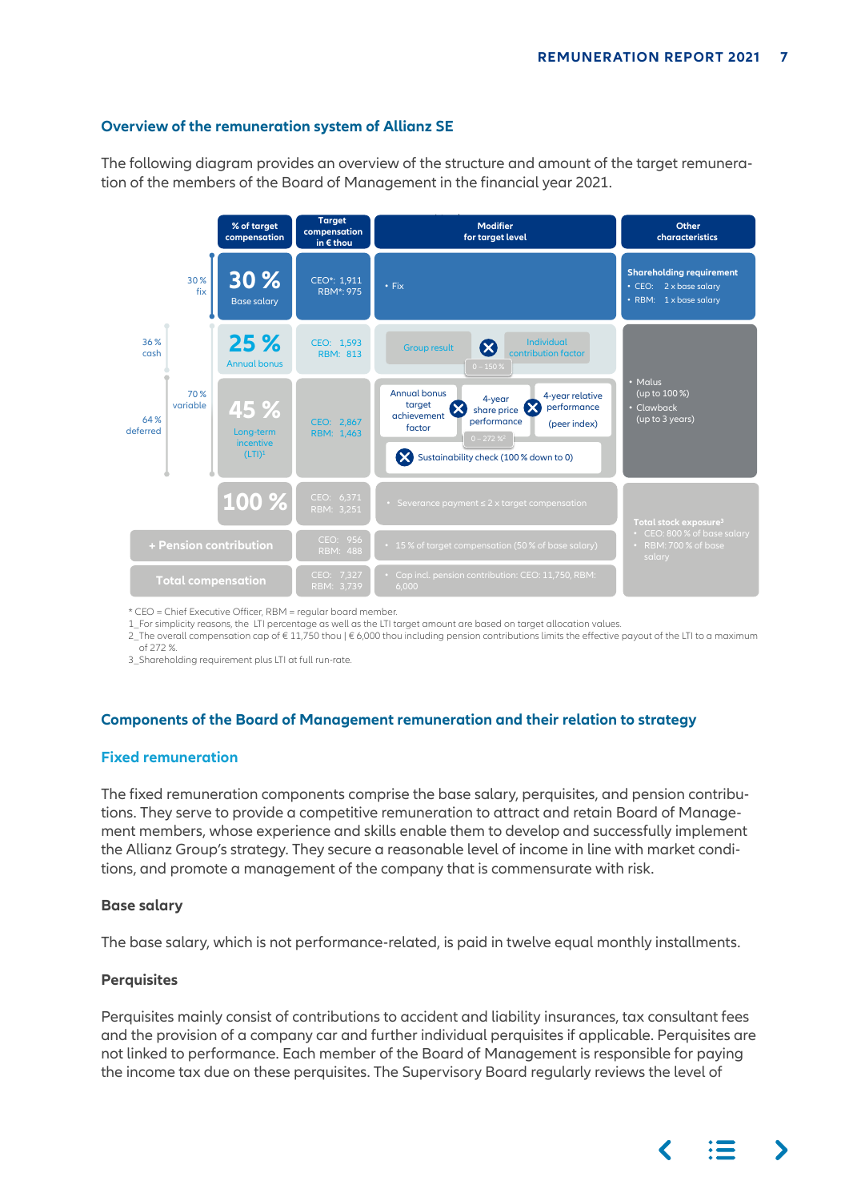## Overview of the remuneration system of Allianz SE

The following diagram provides an overview of the structure and amount of the target remuneration of the members of the Board of Management in the financial year 2021.

| | % of target compensation | Target compensation in € thou | Modifier for target level | Other characteristics |
|---|---|---|---|---|
| 30 % fix | 30 % Base salary | CEO*: 1,911 RBM*: 975 | • Fix | Shareholding requirement • CEO: 2 x base salary • RBM: 1 x base salary |
| 70 % variable; 36 % cash | 25 % Annual bonus | CEO: 1,593 RBM: 813 | Group result × Individual contribution factor (0 – 150 %) | • Malus (up to 100 %) • Clawback (up to 3 years) |
| 70 % variable; 64 % deferred | 45 % Long-term incentive (LTI)[1] | CEO: 2,867 RBM: 1,463 | Annual bonus target achievement factor × 4-year share price performance × 4-year relative performance (peer index) (0 – 272 %[2]); × Sustainability check (100 % down to 0) | |
| | 100 % | CEO: 6,371 RBM: 3,251 | • Severance payment ≤ 2 x target compensation | Total stock exposure[3] • CEO: 800 % of base salary • RBM: 700 % of base salary |
| + Pension contribution | | CEO: 956 RBM: 488 | • 15 % of target compensation (50 % of base salary) | |
| Total compensation | | CEO: 7,327 RBM: 3,739 | • Cap incl. pension contribution: CEO: 11,750, RBM: 6,000 | |

\* CEO = Chief Executive Officer, RBM = regular board member.
1_For simplicity reasons, the LTI percentage as well as the LTI target amount are based on target allocation values.
2_The overall compensation cap of € 11,750 thou | € 6,000 thou including pension contributions limits the effective payout of the LTI to a maximum of 272 %.
3_Shareholding requirement plus LTI at full run-rate.

## Components of the Board of Management remuneration and their relation to strategy

### Fixed remuneration

The fixed remuneration components comprise the base salary, perquisites, and pension contributions. They serve to provide a competitive remuneration to attract and retain Board of Management members, whose experience and skills enable them to develop and successfully implement the Allianz Group's strategy. They secure a reasonable level of income in line with market conditions, and promote a management of the company that is commensurate with risk.

#### Base salary

The base salary, which is not performance-related, is paid in twelve equal monthly installments.

#### Perquisites

Perquisites mainly consist of contributions to accident and liability insurances, tax consultant fees and the provision of a company car and further individual perquisites if applicable. Perquisites are not linked to performance. Each member of the Board of Management is responsible for paying the income tax due on these perquisites. The Supervisory Board regularly reviews the level of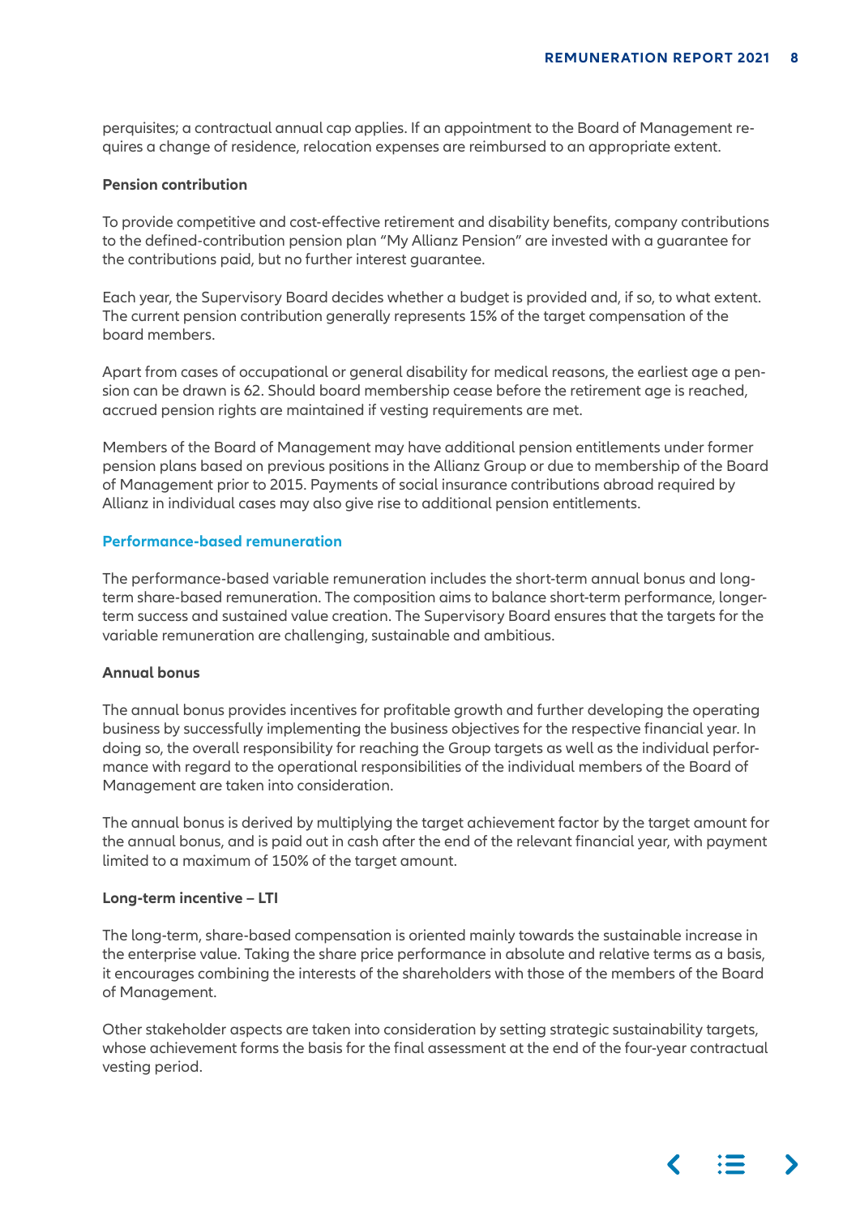perquisites; a contractual annual cap applies. If an appointment to the Board of Management requires a change of residence, relocation expenses are reimbursed to an appropriate extent.

#### Pension contribution

To provide competitive and cost-effective retirement and disability benefits, company contributions to the defined-contribution pension plan "My Allianz Pension" are invested with a guarantee for the contributions paid, but no further interest guarantee.

Each year, the Supervisory Board decides whether a budget is provided and, if so, to what extent. The current pension contribution generally represents 15% of the target compensation of the board members.

Apart from cases of occupational or general disability for medical reasons, the earliest age a pension can be drawn is 62. Should board membership cease before the retirement age is reached, accrued pension rights are maintained if vesting requirements are met.

Members of the Board of Management may have additional pension entitlements under former pension plans based on previous positions in the Allianz Group or due to membership of the Board of Management prior to 2015. Payments of social insurance contributions abroad required by Allianz in individual cases may also give rise to additional pension entitlements.

### Performance-based remuneration

The performance-based variable remuneration includes the short-term annual bonus and long-term share-based remuneration. The composition aims to balance short-term performance, longer-term success and sustained value creation. The Supervisory Board ensures that the targets for the variable remuneration are challenging, sustainable and ambitious.

#### Annual bonus

The annual bonus provides incentives for profitable growth and further developing the operating business by successfully implementing the business objectives for the respective financial year. In doing so, the overall responsibility for reaching the Group targets as well as the individual performance with regard to the operational responsibilities of the individual members of the Board of Management are taken into consideration.

The annual bonus is derived by multiplying the target achievement factor by the target amount for the annual bonus, and is paid out in cash after the end of the relevant financial year, with payment limited to a maximum of 150% of the target amount.

#### Long-term incentive – LTI

The long-term, share-based compensation is oriented mainly towards the sustainable increase in the enterprise value. Taking the share price performance in absolute and relative terms as a basis, it encourages combining the interests of the shareholders with those of the members of the Board of Management.

Other stakeholder aspects are taken into consideration by setting strategic sustainability targets, whose achievement forms the basis for the final assessment at the end of the four-year contractual vesting period.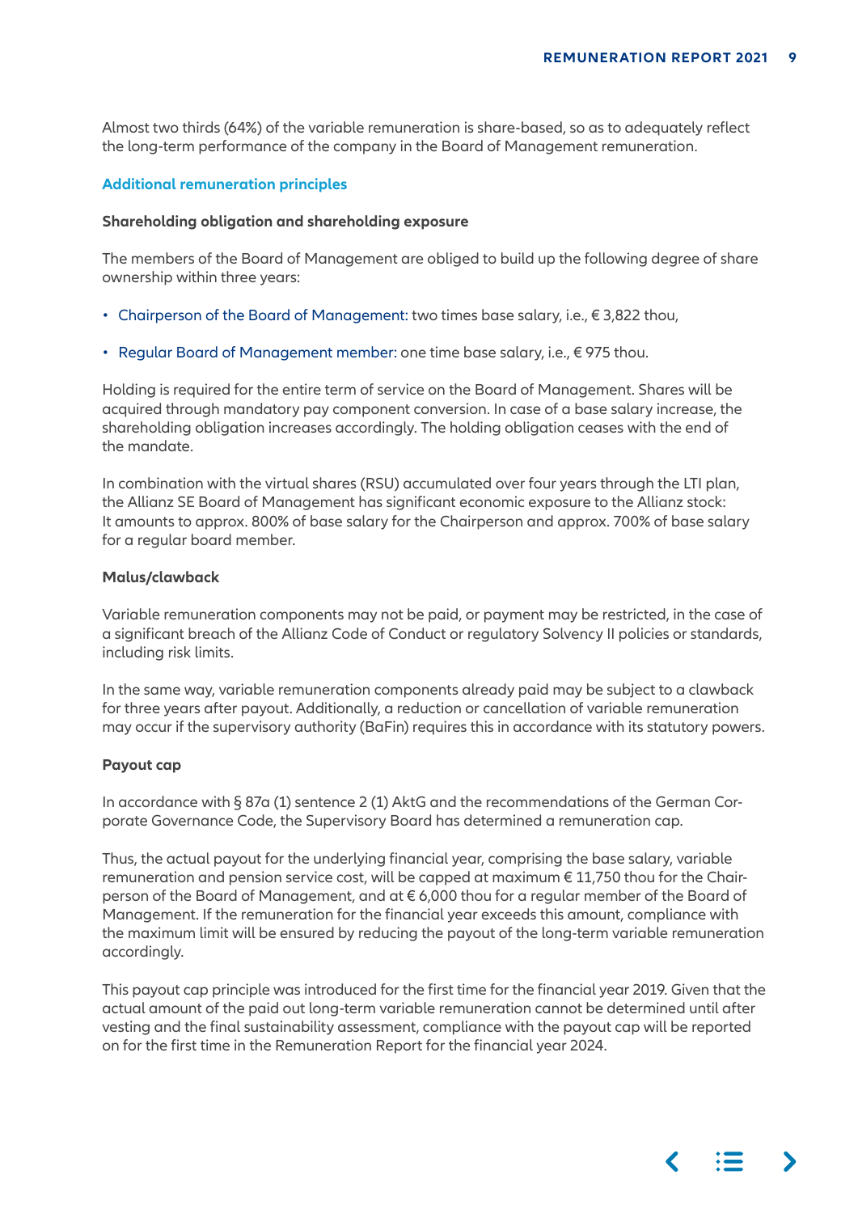Almost two thirds (64%) of the variable remuneration is share-based, so as to adequately reflect the long-term performance of the company in the Board of Management remuneration.

## Additional remuneration principles

### Shareholding obligation and shareholding exposure

The members of the Board of Management are obliged to build up the following degree of share ownership within three years:

- Chairperson of the Board of Management: two times base salary, i.e., € 3,822 thou,
- Regular Board of Management member: one time base salary, i.e., € 975 thou.

Holding is required for the entire term of service on the Board of Management. Shares will be acquired through mandatory pay component conversion. In case of a base salary increase, the shareholding obligation increases accordingly. The holding obligation ceases with the end of the mandate.

In combination with the virtual shares (RSU) accumulated over four years through the LTI plan, the Allianz SE Board of Management has significant economic exposure to the Allianz stock: It amounts to approx. 800% of base salary for the Chairperson and approx. 700% of base salary for a regular board member.

### Malus/clawback

Variable remuneration components may not be paid, or payment may be restricted, in the case of a significant breach of the Allianz Code of Conduct or regulatory Solvency II policies or standards, including risk limits.

In the same way, variable remuneration components already paid may be subject to a clawback for three years after payout. Additionally, a reduction or cancellation of variable remuneration may occur if the supervisory authority (BaFin) requires this in accordance with its statutory powers.

### Payout cap

In accordance with § 87a (1) sentence 2 (1) AktG and the recommendations of the German Corporate Governance Code, the Supervisory Board has determined a remuneration cap.

Thus, the actual payout for the underlying financial year, comprising the base salary, variable remuneration and pension service cost, will be capped at maximum € 11,750 thou for the Chairperson of the Board of Management, and at € 6,000 thou for a regular member of the Board of Management. If the remuneration for the financial year exceeds this amount, compliance with the maximum limit will be ensured by reducing the payout of the long-term variable remuneration accordingly.

This payout cap principle was introduced for the first time for the financial year 2019. Given that the actual amount of the paid out long-term variable remuneration cannot be determined until after vesting and the final sustainability assessment, compliance with the payout cap will be reported on for the first time in the Remuneration Report for the financial year 2024.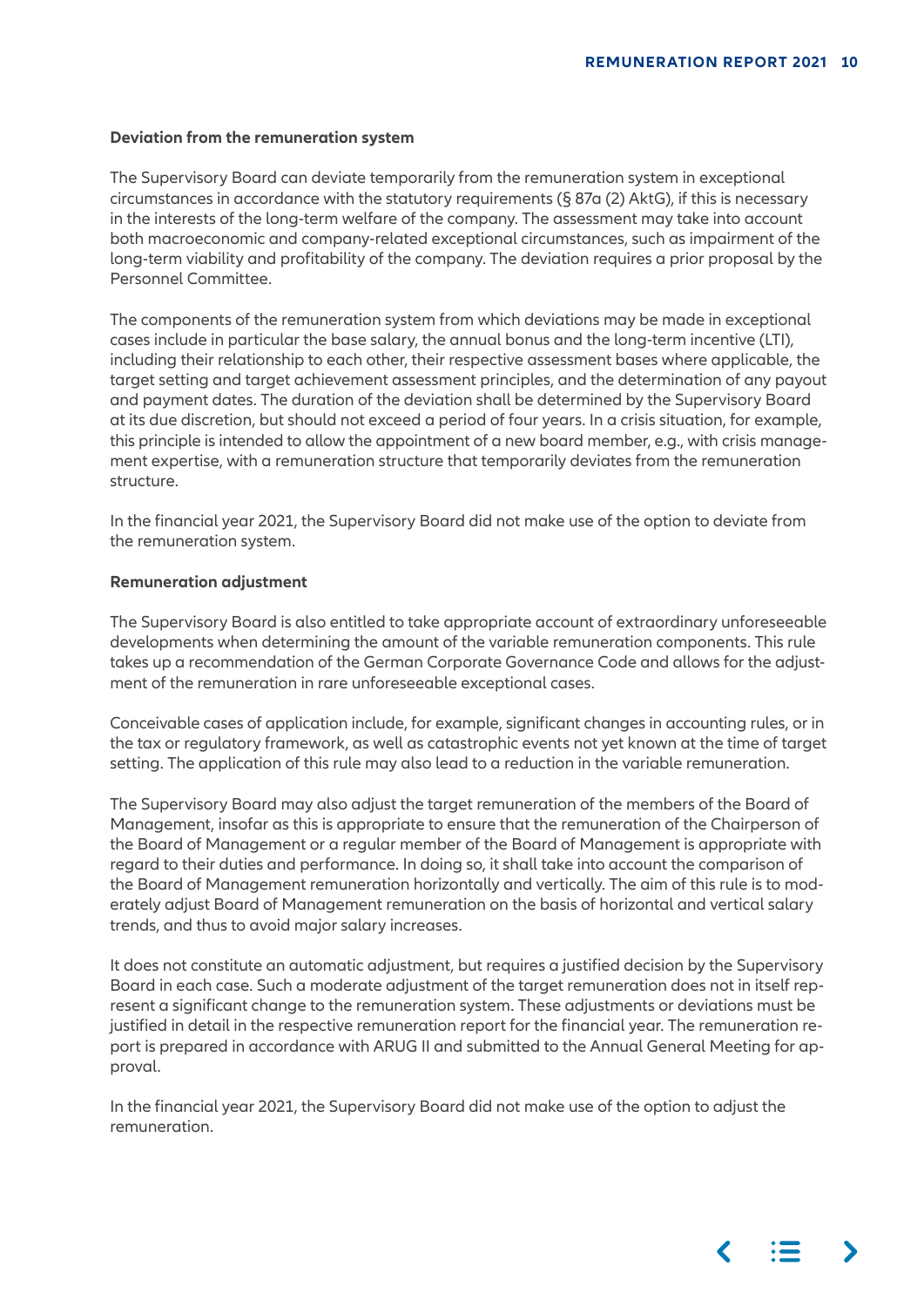**Deviation from the remuneration system**

The Supervisory Board can deviate temporarily from the remuneration system in exceptional circumstances in accordance with the statutory requirements (§ 87a (2) AktG), if this is necessary in the interests of the long-term welfare of the company. The assessment may take into account both macroeconomic and company-related exceptional circumstances, such as impairment of the long-term viability and profitability of the company. The deviation requires a prior proposal by the Personnel Committee.

The components of the remuneration system from which deviations may be made in exceptional cases include in particular the base salary, the annual bonus and the long-term incentive (LTI), including their relationship to each other, their respective assessment bases where applicable, the target setting and target achievement assessment principles, and the determination of any payout and payment dates. The duration of the deviation shall be determined by the Supervisory Board at its due discretion, but should not exceed a period of four years. In a crisis situation, for example, this principle is intended to allow the appointment of a new board member, e.g., with crisis management expertise, with a remuneration structure that temporarily deviates from the remuneration structure.

In the financial year 2021, the Supervisory Board did not make use of the option to deviate from the remuneration system.

**Remuneration adjustment**

The Supervisory Board is also entitled to take appropriate account of extraordinary unforeseeable developments when determining the amount of the variable remuneration components. This rule takes up a recommendation of the German Corporate Governance Code and allows for the adjustment of the remuneration in rare unforeseeable exceptional cases.

Conceivable cases of application include, for example, significant changes in accounting rules, or in the tax or regulatory framework, as well as catastrophic events not yet known at the time of target setting. The application of this rule may also lead to a reduction in the variable remuneration.

The Supervisory Board may also adjust the target remuneration of the members of the Board of Management, insofar as this is appropriate to ensure that the remuneration of the Chairperson of the Board of Management or a regular member of the Board of Management is appropriate with regard to their duties and performance. In doing so, it shall take into account the comparison of the Board of Management remuneration horizontally and vertically. The aim of this rule is to moderately adjust Board of Management remuneration on the basis of horizontal and vertical salary trends, and thus to avoid major salary increases.

It does not constitute an automatic adjustment, but requires a justified decision by the Supervisory Board in each case. Such a moderate adjustment of the target remuneration does not in itself represent a significant change to the remuneration system. These adjustments or deviations must be justified in detail in the respective remuneration report for the financial year. The remuneration report is prepared in accordance with ARUG II and submitted to the Annual General Meeting for approval.

In the financial year 2021, the Supervisory Board did not make use of the option to adjust the remuneration.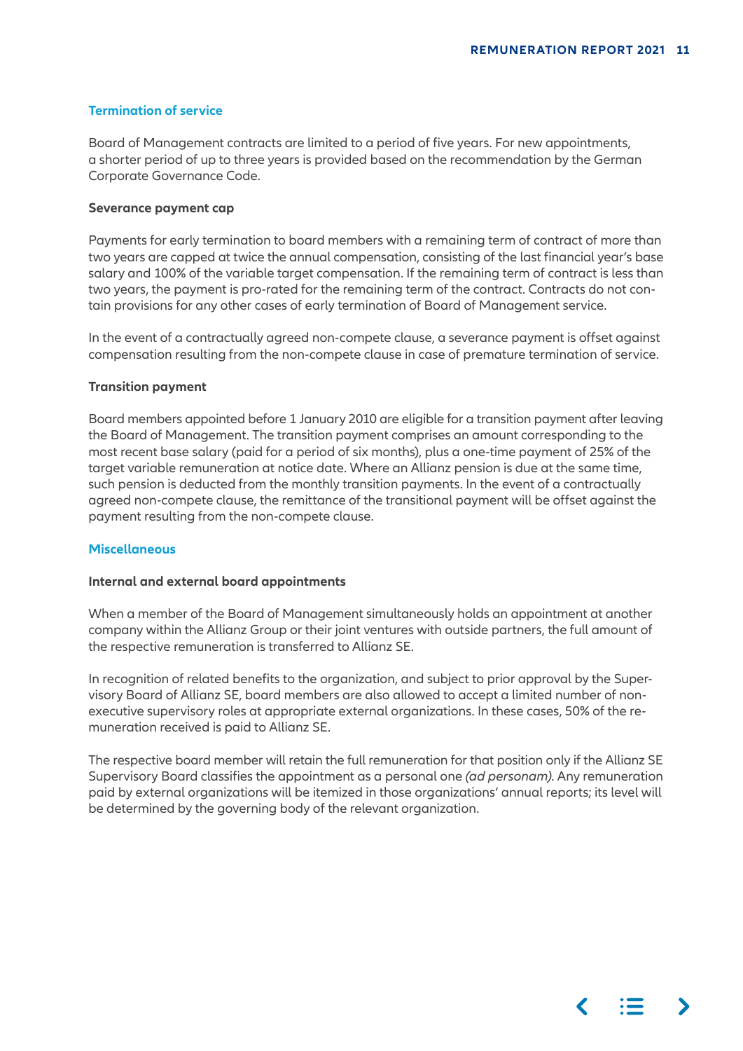## Termination of service

Board of Management contracts are limited to a period of five years. For new appointments, a shorter period of up to three years is provided based on the recommendation by the German Corporate Governance Code.

### Severance payment cap

Payments for early termination to board members with a remaining term of contract of more than two years are capped at twice the annual compensation, consisting of the last financial year's base salary and 100% of the variable target compensation. If the remaining term of contract is less than two years, the payment is pro-rated for the remaining term of the contract. Contracts do not contain provisions for any other cases of early termination of Board of Management service.

In the event of a contractually agreed non-compete clause, a severance payment is offset against compensation resulting from the non-compete clause in case of premature termination of service.

### Transition payment

Board members appointed before 1 January 2010 are eligible for a transition payment after leaving the Board of Management. The transition payment comprises an amount corresponding to the most recent base salary (paid for a period of six months), plus a one-time payment of 25% of the target variable remuneration at notice date. Where an Allianz pension is due at the same time, such pension is deducted from the monthly transition payments. In the event of a contractually agreed non-compete clause, the remittance of the transitional payment will be offset against the payment resulting from the non-compete clause.

## Miscellaneous

### Internal and external board appointments

When a member of the Board of Management simultaneously holds an appointment at another company within the Allianz Group or their joint ventures with outside partners, the full amount of the respective remuneration is transferred to Allianz SE.

In recognition of related benefits to the organization, and subject to prior approval by the Supervisory Board of Allianz SE, board members are also allowed to accept a limited number of non-executive supervisory roles at appropriate external organizations. In these cases, 50% of the remuneration received is paid to Allianz SE.

The respective board member will retain the full remuneration for that position only if the Allianz SE Supervisory Board classifies the appointment as a personal one *(ad personam)*. Any remuneration paid by external organizations will be itemized in those organizations' annual reports; its level will be determined by the governing body of the relevant organization.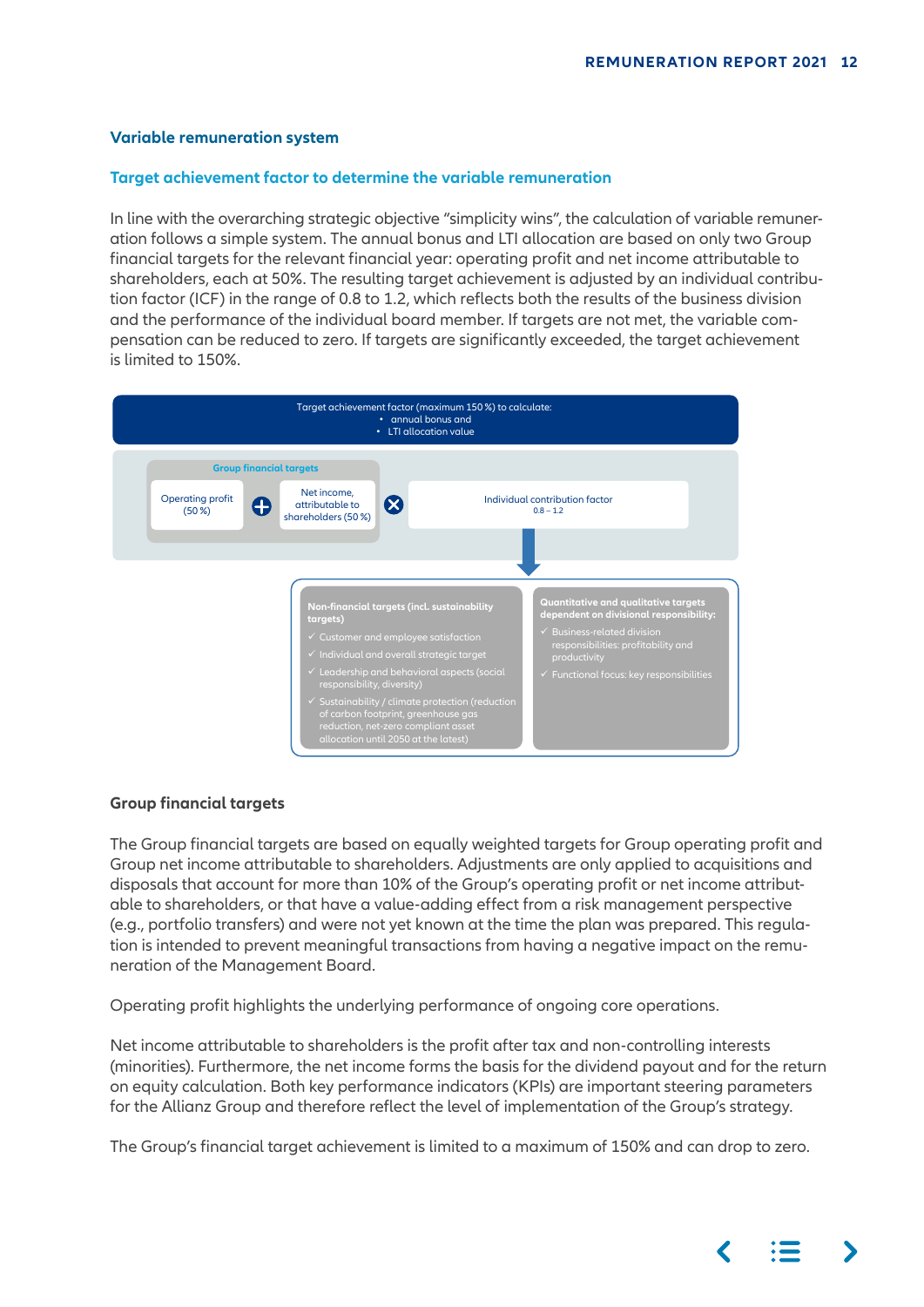## Variable remuneration system

### Target achievement factor to determine the variable remuneration

In line with the overarching strategic objective "simplicity wins", the calculation of variable remuneration follows a simple system. The annual bonus and LTI allocation are based on only two Group financial targets for the relevant financial year: operating profit and net income attributable to shareholders, each at 50%. The resulting target achievement is adjusted by an individual contribution factor (ICF) in the range of 0.8 to 1.2, which reflects both the results of the business division and the performance of the individual board member. If targets are not met, the variable compensation can be reduced to zero. If targets are significantly exceeded, the target achievement is limited to 150%.

Target achievement factor (maximum 150 %) to calculate:
- annual bonus and
- LTI allocation value

Group financial targets

Operating profit (50 %) + Net income, attributable to shareholders (50 %) × Individual contribution factor 0.8 – 1.2

Non-financial targets (incl. sustainability targets)
- ✓ Customer and employee satisfaction
- ✓ Individual and overall strategic target
- ✓ Leadership and behavioral aspects (social responsibility, diversity)
- ✓ Sustainability / climate protection (reduction of carbon footprint, greenhouse gas reduction, net-zero compliant asset allocation until 2050 at the latest)

Quantitative and qualitative targets dependent on divisional responsibility:
- ✓ Business-related division responsibilities: profitability and productivity
- ✓ Functional focus: key responsibilities

### Group financial targets

The Group financial targets are based on equally weighted targets for Group operating profit and Group net income attributable to shareholders. Adjustments are only applied to acquisitions and disposals that account for more than 10% of the Group's operating profit or net income attributable to shareholders, or that have a value-adding effect from a risk management perspective (e.g., portfolio transfers) and were not yet known at the time the plan was prepared. This regulation is intended to prevent meaningful transactions from having a negative impact on the remuneration of the Management Board.

Operating profit highlights the underlying performance of ongoing core operations.

Net income attributable to shareholders is the profit after tax and non-controlling interests (minorities). Furthermore, the net income forms the basis for the dividend payout and for the return on equity calculation. Both key performance indicators (KPIs) are important steering parameters for the Allianz Group and therefore reflect the level of implementation of the Group's strategy.

The Group's financial target achievement is limited to a maximum of 150% and can drop to zero.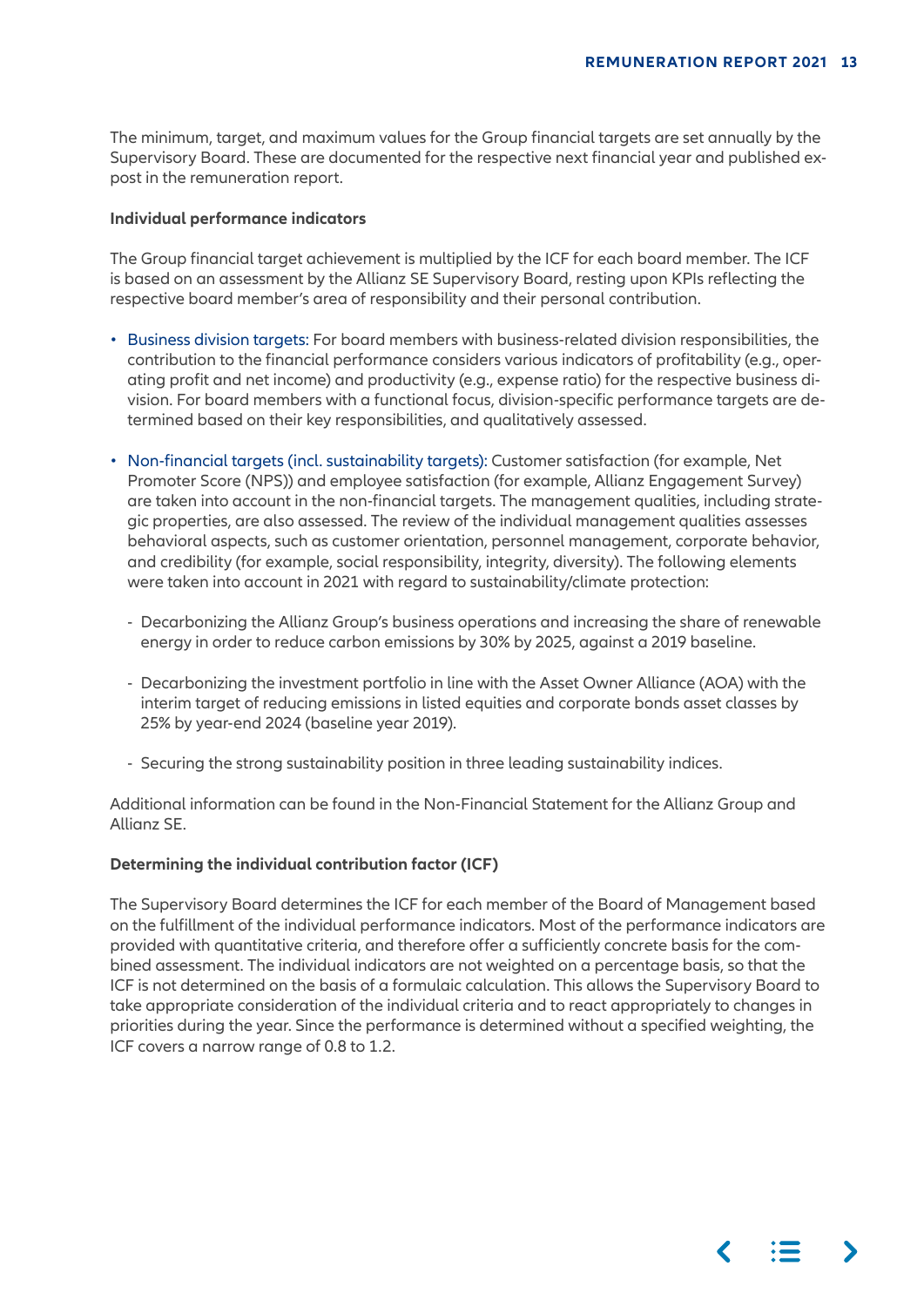The minimum, target, and maximum values for the Group financial targets are set annually by the Supervisory Board. These are documented for the respective next financial year and published ex-post in the remuneration report.

**Individual performance indicators**

The Group financial target achievement is multiplied by the ICF for each board member. The ICF is based on an assessment by the Allianz SE Supervisory Board, resting upon KPIs reflecting the respective board member's area of responsibility and their personal contribution.

- Business division targets: For board members with business-related division responsibilities, the contribution to the financial performance considers various indicators of profitability (e.g., operating profit and net income) and productivity (e.g., expense ratio) for the respective business division. For board members with a functional focus, division-specific performance targets are determined based on their key responsibilities, and qualitatively assessed.
- Non-financial targets (incl. sustainability targets): Customer satisfaction (for example, Net Promoter Score (NPS)) and employee satisfaction (for example, Allianz Engagement Survey) are taken into account in the non-financial targets. The management qualities, including strategic properties, are also assessed. The review of the individual management qualities assesses behavioral aspects, such as customer orientation, personnel management, corporate behavior, and credibility (for example, social responsibility, integrity, diversity). The following elements were taken into account in 2021 with regard to sustainability/climate protection:
  - Decarbonizing the Allianz Group's business operations and increasing the share of renewable energy in order to reduce carbon emissions by 30% by 2025, against a 2019 baseline.
  - Decarbonizing the investment portfolio in line with the Asset Owner Alliance (AOA) with the interim target of reducing emissions in listed equities and corporate bonds asset classes by 25% by year-end 2024 (baseline year 2019).
  - Securing the strong sustainability position in three leading sustainability indices.

Additional information can be found in the Non-Financial Statement for the Allianz Group and Allianz SE.

**Determining the individual contribution factor (ICF)**

The Supervisory Board determines the ICF for each member of the Board of Management based on the fulfillment of the individual performance indicators. Most of the performance indicators are provided with quantitative criteria, and therefore offer a sufficiently concrete basis for the combined assessment. The individual indicators are not weighted on a percentage basis, so that the ICF is not determined on the basis of a formulaic calculation. This allows the Supervisory Board to take appropriate consideration of the individual criteria and to react appropriately to changes in priorities during the year. Since the performance is determined without a specified weighting, the ICF covers a narrow range of 0.8 to 1.2.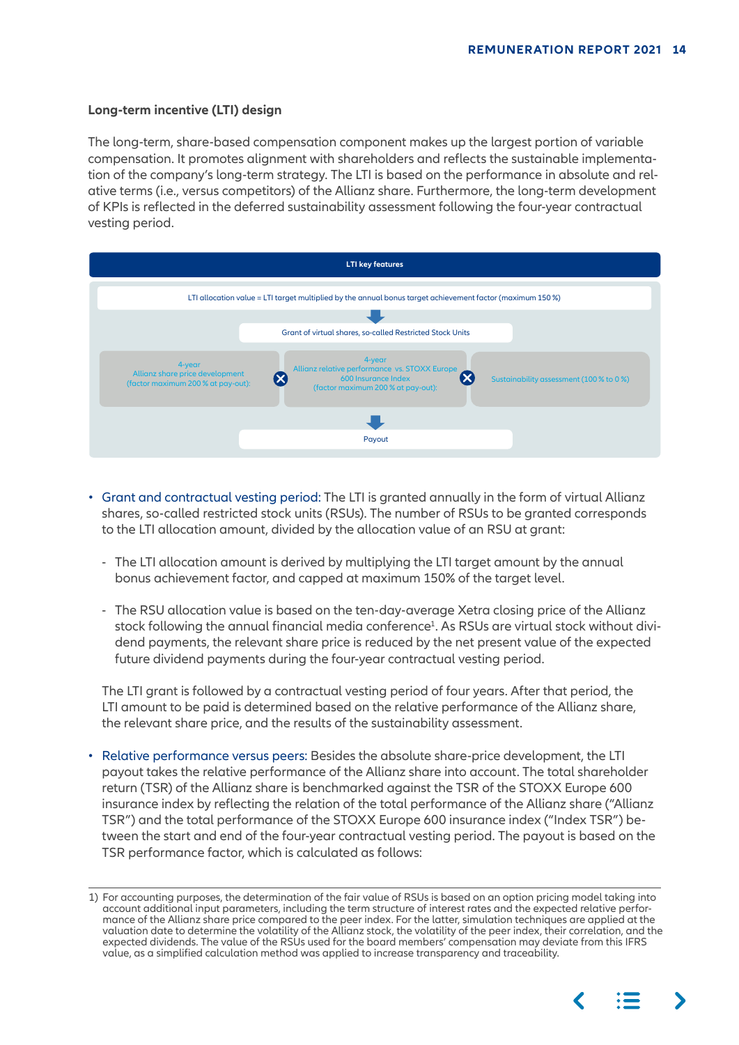### Long-term incentive (LTI) design

The long-term, share-based compensation component makes up the largest portion of variable compensation. It promotes alignment with shareholders and reflects the sustainable implementation of the company's long-term strategy. The LTI is based on the performance in absolute and relative terms (i.e., versus competitors) of the Allianz share. Furthermore, the long-term development of KPIs is reflected in the deferred sustainability assessment following the four-year contractual vesting period.

**LTI key features**

LTI allocation value = LTI target multiplied by the annual bonus target achievement factor (maximum 150 %)

Grant of virtual shares, so-called Restricted Stock Units

4-year Allianz share price development (factor maximum 200 % at pay-out):

4-year Allianz relative performance vs. STOXX Europe 600 Insurance Index (factor maximum 200 % at pay-out):

Sustainability assessment (100 % to 0 %)

Payout

- Grant and contractual vesting period: The LTI is granted annually in the form of virtual Allianz shares, so-called restricted stock units (RSUs). The number of RSUs to be granted corresponds to the LTI allocation amount, divided by the allocation value of an RSU at grant:
  - The LTI allocation amount is derived by multiplying the LTI target amount by the annual bonus achievement factor, and capped at maximum 150% of the target level.
  - The RSU allocation value is based on the ten-day-average Xetra closing price of the Allianz stock following the annual financial media conference[1]. As RSUs are virtual stock without dividend payments, the relevant share price is reduced by the net present value of the expected future dividend payments during the four-year contractual vesting period.

  The LTI grant is followed by a contractual vesting period of four years. After that period, the LTI amount to be paid is determined based on the relative performance of the Allianz share, the relevant share price, and the results of the sustainability assessment.

- Relative performance versus peers: Besides the absolute share-price development, the LTI payout takes the relative performance of the Allianz share into account. The total shareholder return (TSR) of the Allianz share is benchmarked against the TSR of the STOXX Europe 600 insurance index by reflecting the relation of the total performance of the Allianz share ("Allianz TSR") and the total performance of the STOXX Europe 600 insurance index ("Index TSR") between the start and end of the four-year contractual vesting period. The payout is based on the TSR performance factor, which is calculated as follows:

1) For accounting purposes, the determination of the fair value of RSUs is based on an option pricing model taking into account additional input parameters, including the term structure of interest rates and the expected relative performance of the Allianz share price compared to the peer index. For the latter, simulation techniques are applied at the valuation date to determine the volatility of the Allianz stock, the volatility of the peer index, their correlation, and the expected dividends. The value of the RSUs used for the board members' compensation may deviate from this IFRS value, as a simplified calculation method was applied to increase transparency and traceability.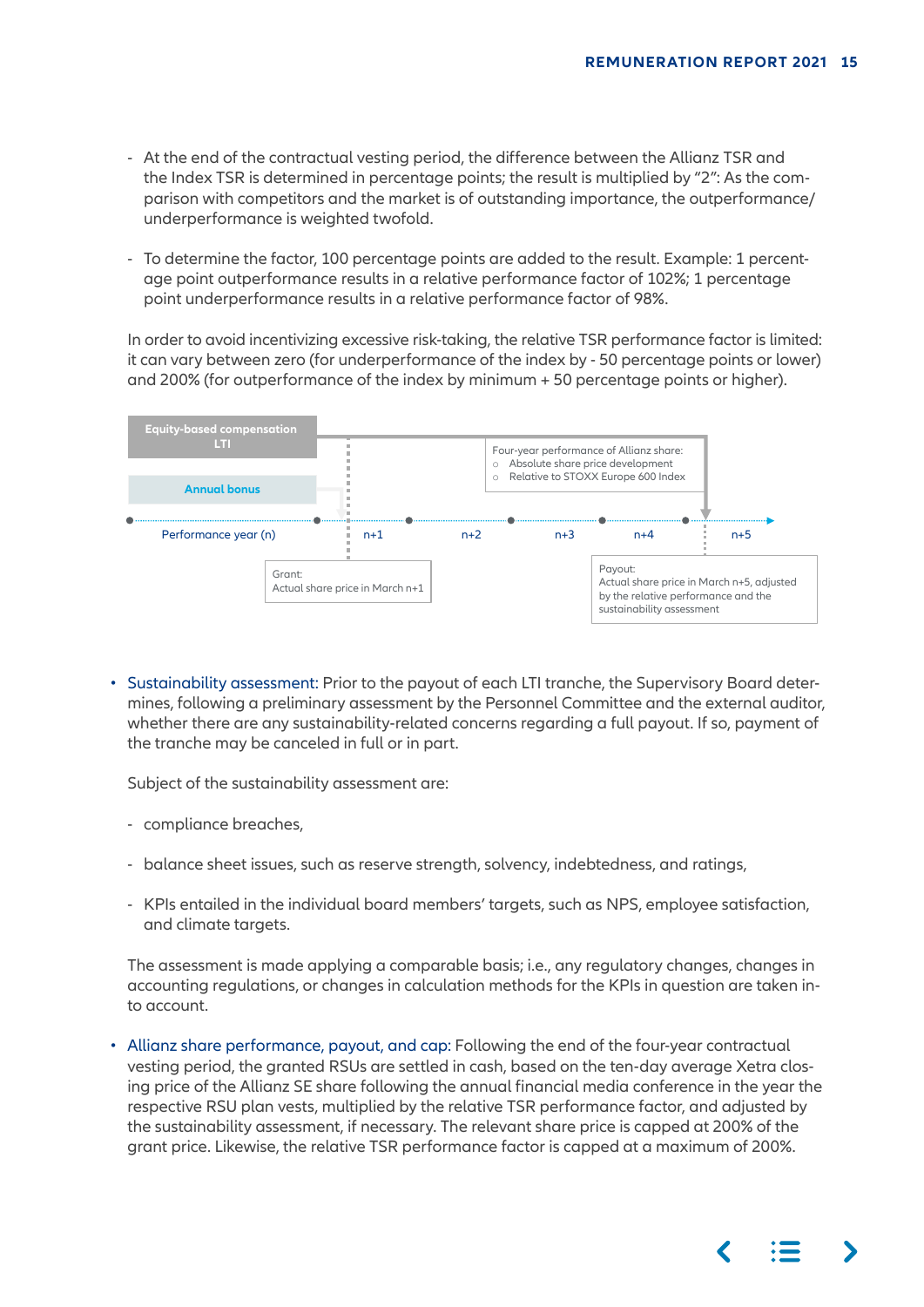- At the end of the contractual vesting period, the difference between the Allianz TSR and the Index TSR is determined in percentage points; the result is multiplied by "2": As the comparison with competitors and the market is of outstanding importance, the outperformance/underperformance is weighted twofold.

- To determine the factor, 100 percentage points are added to the result. Example: 1 percentage point outperformance results in a relative performance factor of 102%; 1 percentage point underperformance results in a relative performance factor of 98%.

In order to avoid incentivizing excessive risk-taking, the relative TSR performance factor is limited: it can vary between zero (for underperformance of the index by - 50 percentage points or lower) and 200% (for outperformance of the index by minimum + 50 percentage points or higher).

Equity-based compensation LTI

Annual bonus

Four-year performance of Allianz share:
- Absolute share price development
- Relative to STOXX Europe 600 Index

Performance year (n)
n+1
n+2
n+3
n+4
n+5

Grant:
Actual share price in March n+1

Payout:
Actual share price in March n+5, adjusted by the relative performance and the sustainability assessment

- Sustainability assessment: Prior to the payout of each LTI tranche, the Supervisory Board determines, following a preliminary assessment by the Personnel Committee and the external auditor, whether there are any sustainability-related concerns regarding a full payout. If so, payment of the tranche may be canceled in full or in part.

  Subject of the sustainability assessment are:

  - compliance breaches,
  - balance sheet issues, such as reserve strength, solvency, indebtedness, and ratings,
  - KPIs entailed in the individual board members' targets, such as NPS, employee satisfaction, and climate targets.

  The assessment is made applying a comparable basis; i.e., any regulatory changes, changes in accounting regulations, or changes in calculation methods for the KPIs in question are taken into account.

- Allianz share performance, payout, and cap: Following the end of the four-year contractual vesting period, the granted RSUs are settled in cash, based on the ten-day average Xetra closing price of the Allianz SE share following the annual financial media conference in the year the respective RSU plan vests, multiplied by the relative TSR performance factor, and adjusted by the sustainability assessment, if necessary. The relevant share price is capped at 200% of the grant price. Likewise, the relative TSR performance factor is capped at a maximum of 200%.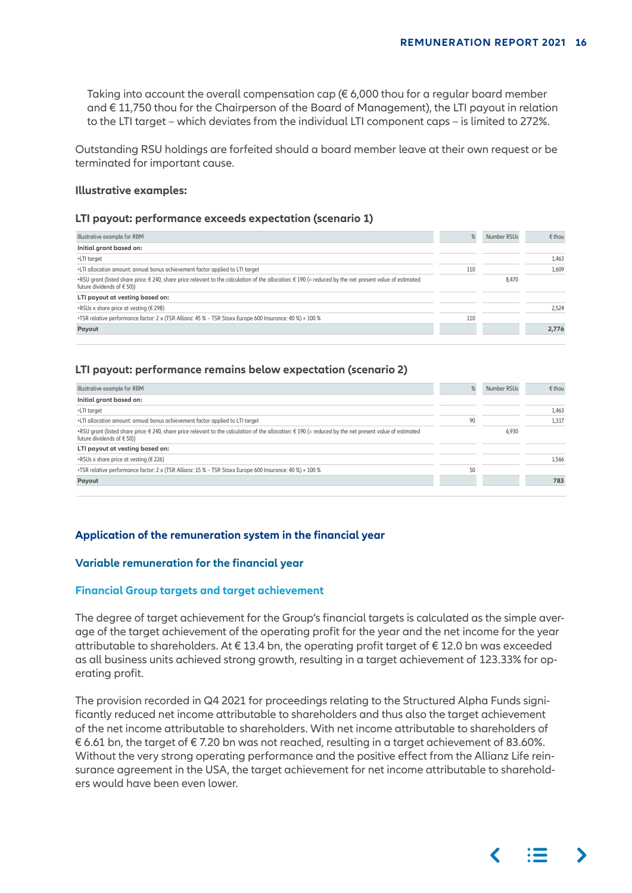Taking into account the overall compensation cap (€ 6,000 thou for a regular board member and € 11,750 thou for the Chairperson of the Board of Management), the LTI payout in relation to the LTI target – which deviates from the individual LTI component caps – is limited to 272%.

Outstanding RSU holdings are forfeited should a board member leave at their own request or be terminated for important cause.

**Illustrative examples:**

### LTI payout: performance exceeds expectation (scenario 1)

| Illustrative example for RBM | % | Number RSUs | € thou |
|---|---|---|---|
| **Initial grant based on:** | | | |
| •LTI target | | | 1,463 |
| •LTI allocation amount: annual bonus achievement factor applied to LTI target | 110 | | 1,609 |
| •RSU grant (listed share price: € 240, share price relevant to the calculation of the allocation: € 190 (= reduced by the net present value of estimated future dividends of € 50)) | | 8,470 | |
| **LTI payout at vesting based on:** | | | |
| •RSUs x share price at vesting (€ 298) | | | 2,524 |
| •TSR relative performance factor: 2 x (TSR Allianz: 45 % – TSR Stoxx Europe 600 Insurance: 40 %) + 100 % | 110 | | |
| **Payout** | | | **2,776** |

### LTI payout: performance remains below expectation (scenario 2)

| Illustrative example for RBM | % | Number RSUs | € thou |
|---|---|---|---|
| **Initial grant based on:** | | | |
| •LTI target | | | 1,463 |
| •LTI allocation amount: annual bonus achievement factor applied to LTI target | 90 | | 1,317 |
| •RSU grant (listed share price: € 240, share price relevant to the calculation of the allocation: € 190 (= reduced by the net present value of estimated future dividends of € 50)) | | 6,930 | |
| **LTI payout at vesting based on:** | | | |
| •RSUs x share price at vesting (€ 226) | | | 1,566 |
| •TSR relative performance factor: 2 x (TSR Allianz: 15 % – TSR Stoxx Europe 600 Insurance: 40 %) + 100 % | 50 | | |
| **Payout** | | | **783** |

## Application of the remuneration system in the financial year

### Variable remuneration for the financial year

#### Financial Group targets and target achievement

The degree of target achievement for the Group's financial targets is calculated as the simple average of the target achievement of the operating profit for the year and the net income for the year attributable to shareholders. At € 13.4 bn, the operating profit target of € 12.0 bn was exceeded as all business units achieved strong growth, resulting in a target achievement of 123.33% for operating profit.

The provision recorded in Q4 2021 for proceedings relating to the Structured Alpha Funds significantly reduced net income attributable to shareholders and thus also the target achievement of the net income attributable to shareholders. With net income attributable to shareholders of € 6.61 bn, the target of € 7.20 bn was not reached, resulting in a target achievement of 83.60%. Without the very strong operating performance and the positive effect from the Allianz Life reinsurance agreement in the USA, the target achievement for net income attributable to shareholders would have been even lower.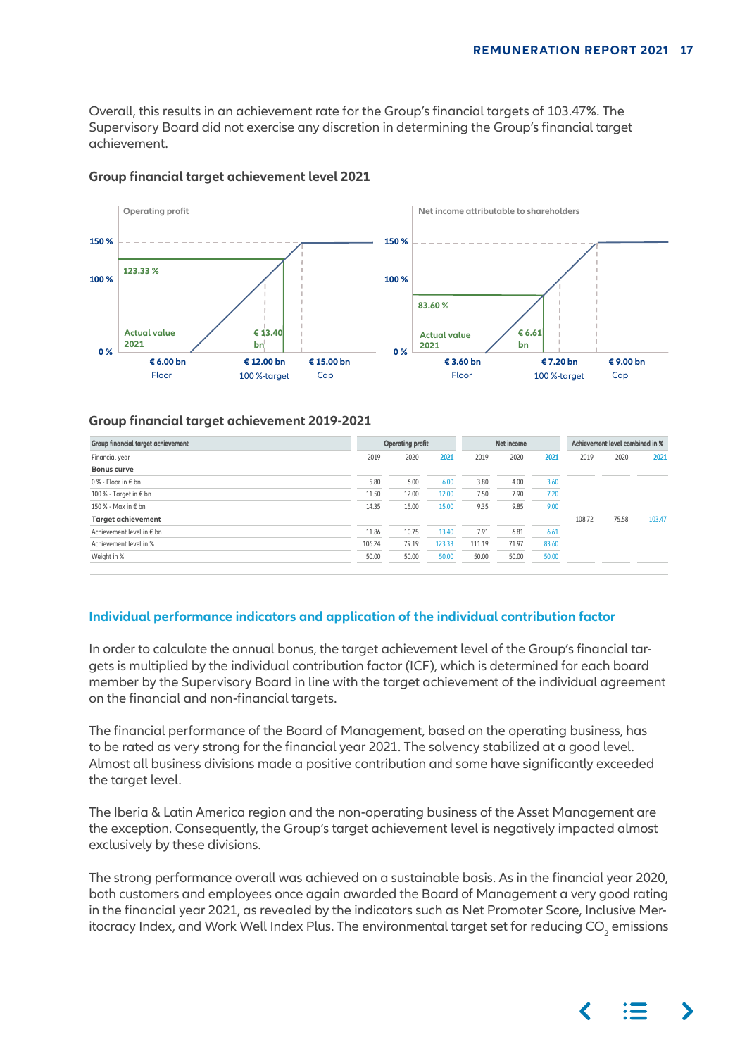Overall, this results in an achievement rate for the Group's financial targets of 103.47%. The Supervisory Board did not exercise any discretion in determining the Group's financial target achievement.

### Group financial target achievement level 2021

Operating profit

150 %
100 %
0 %
123.33 %
Actual value 2021
€ 13.40 bn
€ 6.00 bn
Floor
€ 12.00 bn
100 %-target
€ 15.00 bn
Cap

Net income attributable to shareholders

150 %
100 %
0 %
83.60 %
Actual value 2021
€ 6.61 bn
€ 3.60 bn
Floor
€ 7.20 bn
100 %-target
€ 9.00 bn
Cap

### Group financial target achievement 2019-2021

| Group financial target achievement | Operating profit | | | Net income | | | Achievement level combined in % | | |
|---|---|---|---|---|---|---|---|---|---|
| Financial year | 2019 | 2020 | 2021 | 2019 | 2020 | 2021 | 2019 | 2020 | 2021 |
| **Bonus curve** | | | | | | | | | |
| 0 % - Floor in € bn | 5.80 | 6.00 | 6.00 | 3.80 | 4.00 | 3.60 | | | |
| 100 % - Target in € bn | 11.50 | 12.00 | 12.00 | 7.50 | 7.90 | 7.20 | | | |
| 150 % - Max in € bn | 14.35 | 15.00 | 15.00 | 9.35 | 9.85 | 9.00 | | | |
| **Target achievement** | | | | | | | 108.72 | 75.58 | 103.47 |
| Achievement level in € bn | 11.86 | 10.75 | 13.40 | 7.91 | 6.81 | 6.61 | | | |
| Achievement level in % | 106.24 | 79.19 | 123.33 | 111.19 | 71.97 | 83.60 | | | |
| Weight in % | 50.00 | 50.00 | 50.00 | 50.00 | 50.00 | 50.00 | | | |

## Individual performance indicators and application of the individual contribution factor

In order to calculate the annual bonus, the target achievement level of the Group's financial targets is multiplied by the individual contribution factor (ICF), which is determined for each board member by the Supervisory Board in line with the target achievement of the individual agreement on the financial and non-financial targets.

The financial performance of the Board of Management, based on the operating business, has to be rated as very strong for the financial year 2021. The solvency stabilized at a good level. Almost all business divisions made a positive contribution and some have significantly exceeded the target level.

The Iberia & Latin America region and the non-operating business of the Asset Management are the exception. Consequently, the Group's target achievement level is negatively impacted almost exclusively by these divisions.

The strong performance overall was achieved on a sustainable basis. As in the financial year 2020, both customers and employees once again awarded the Board of Management a very good rating in the financial year 2021, as revealed by the indicators such as Net Promoter Score, Inclusive Meritocracy Index, and Work Well Index Plus. The environmental target set for reducing $CO_2$ emissions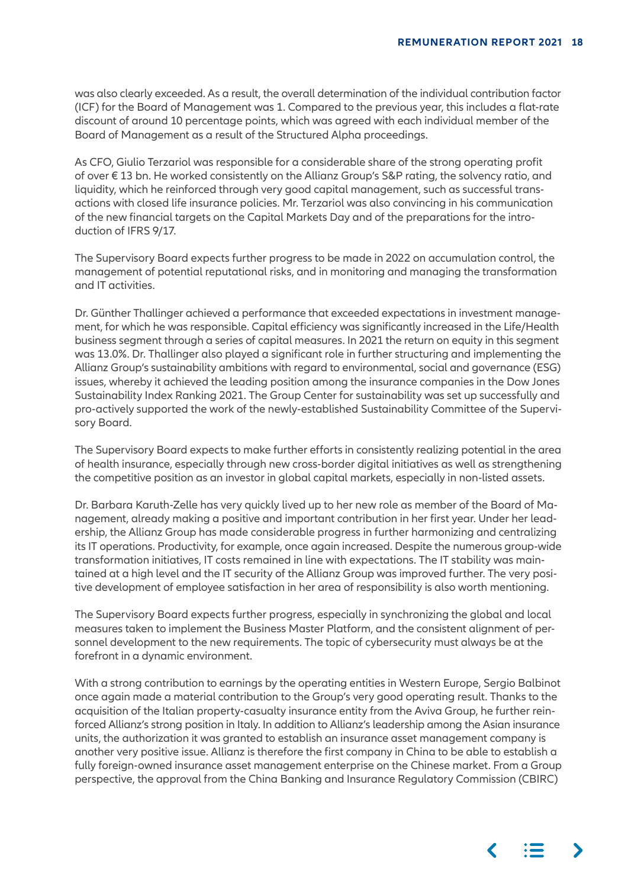was also clearly exceeded. As a result, the overall determination of the individual contribution factor (ICF) for the Board of Management was 1. Compared to the previous year, this includes a flat-rate discount of around 10 percentage points, which was agreed with each individual member of the Board of Management as a result of the Structured Alpha proceedings.

As CFO, Giulio Terzariol was responsible for a considerable share of the strong operating profit of over € 13 bn. He worked consistently on the Allianz Group's S&P rating, the solvency ratio, and liquidity, which he reinforced through very good capital management, such as successful transactions with closed life insurance policies. Mr. Terzariol was also convincing in his communication of the new financial targets on the Capital Markets Day and of the preparations for the introduction of IFRS 9/17.

The Supervisory Board expects further progress to be made in 2022 on accumulation control, the management of potential reputational risks, and in monitoring and managing the transformation and IT activities.

Dr. Günther Thallinger achieved a performance that exceeded expectations in investment management, for which he was responsible. Capital efficiency was significantly increased in the Life/Health business segment through a series of capital measures. In 2021 the return on equity in this segment was 13.0%. Dr. Thallinger also played a significant role in further structuring and implementing the Allianz Group's sustainability ambitions with regard to environmental, social and governance (ESG) issues, whereby it achieved the leading position among the insurance companies in the Dow Jones Sustainability Index Ranking 2021. The Group Center for sustainability was set up successfully and pro-actively supported the work of the newly-established Sustainability Committee of the Supervisory Board.

The Supervisory Board expects to make further efforts in consistently realizing potential in the area of health insurance, especially through new cross-border digital initiatives as well as strengthening the competitive position as an investor in global capital markets, especially in non-listed assets.

Dr. Barbara Karuth-Zelle has very quickly lived up to her new role as member of the Board of Management, already making a positive and important contribution in her first year. Under her leadership, the Allianz Group has made considerable progress in further harmonizing and centralizing its IT operations. Productivity, for example, once again increased. Despite the numerous group-wide transformation initiatives, IT costs remained in line with expectations. The IT stability was maintained at a high level and the IT security of the Allianz Group was improved further. The very positive development of employee satisfaction in her area of responsibility is also worth mentioning.

The Supervisory Board expects further progress, especially in synchronizing the global and local measures taken to implement the Business Master Platform, and the consistent alignment of personnel development to the new requirements. The topic of cybersecurity must always be at the forefront in a dynamic environment.

With a strong contribution to earnings by the operating entities in Western Europe, Sergio Balbinot once again made a material contribution to the Group's very good operating result. Thanks to the acquisition of the Italian property-casualty insurance entity from the Aviva Group, he further reinforced Allianz's strong position in Italy. In addition to Allianz's leadership among the Asian insurance units, the authorization it was granted to establish an insurance asset management company is another very positive issue. Allianz is therefore the first company in China to be able to establish a fully foreign-owned insurance asset management enterprise on the Chinese market. From a Group perspective, the approval from the China Banking and Insurance Regulatory Commission (CBIRC)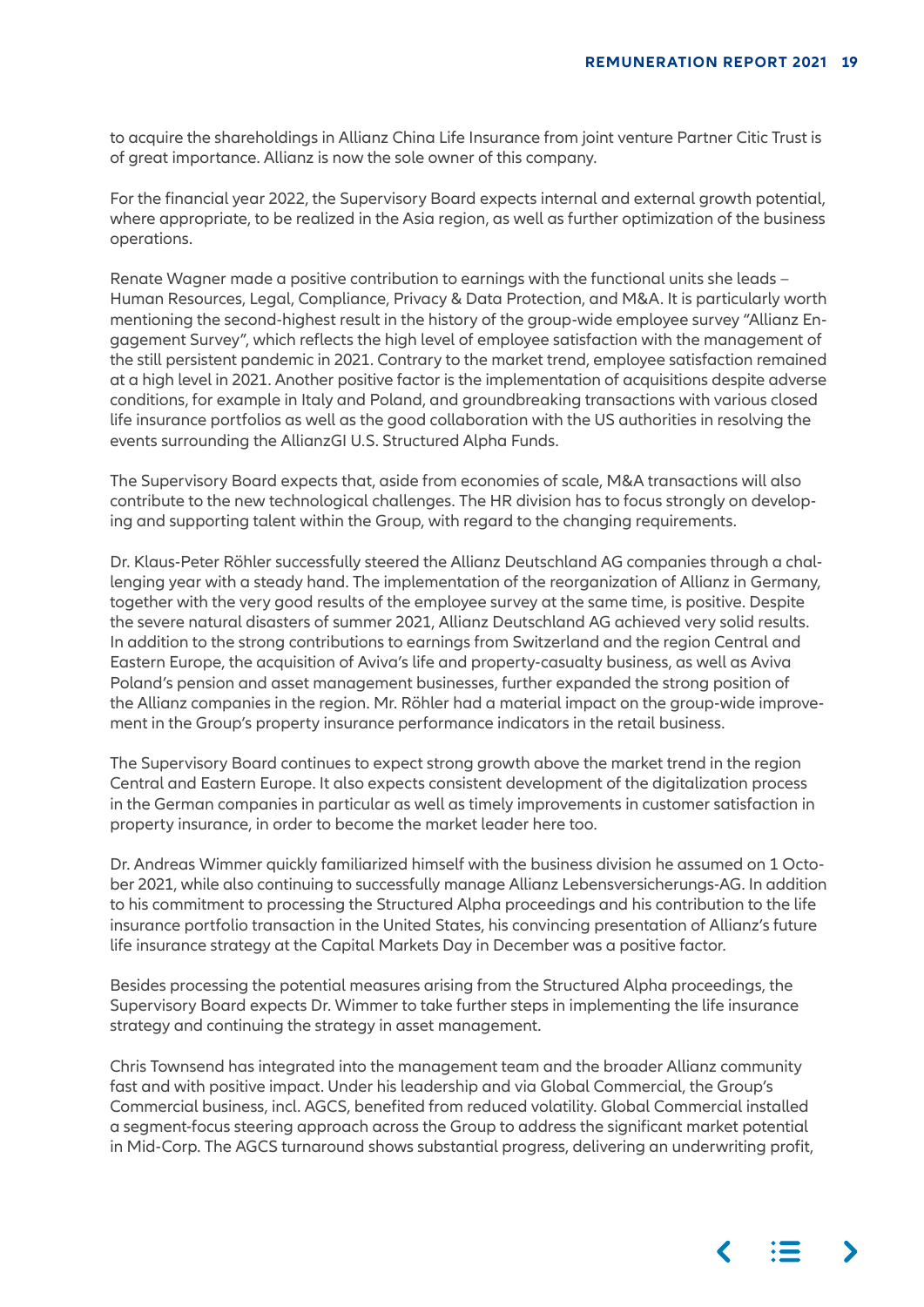to acquire the shareholdings in Allianz China Life Insurance from joint venture Partner Citic Trust is of great importance. Allianz is now the sole owner of this company.

For the financial year 2022, the Supervisory Board expects internal and external growth potential, where appropriate, to be realized in the Asia region, as well as further optimization of the business operations.

Renate Wagner made a positive contribution to earnings with the functional units she leads – Human Resources, Legal, Compliance, Privacy & Data Protection, and M&A. It is particularly worth mentioning the second-highest result in the history of the group-wide employee survey "Allianz Engagement Survey", which reflects the high level of employee satisfaction with the management of the still persistent pandemic in 2021. Contrary to the market trend, employee satisfaction remained at a high level in 2021. Another positive factor is the implementation of acquisitions despite adverse conditions, for example in Italy and Poland, and groundbreaking transactions with various closed life insurance portfolios as well as the good collaboration with the US authorities in resolving the events surrounding the AllianzGI U.S. Structured Alpha Funds.

The Supervisory Board expects that, aside from economies of scale, M&A transactions will also contribute to the new technological challenges. The HR division has to focus strongly on developing and supporting talent within the Group, with regard to the changing requirements.

Dr. Klaus-Peter Röhler successfully steered the Allianz Deutschland AG companies through a challenging year with a steady hand. The implementation of the reorganization of Allianz in Germany, together with the very good results of the employee survey at the same time, is positive. Despite the severe natural disasters of summer 2021, Allianz Deutschland AG achieved very solid results. In addition to the strong contributions to earnings from Switzerland and the region Central and Eastern Europe, the acquisition of Aviva's life and property-casualty business, as well as Aviva Poland's pension and asset management businesses, further expanded the strong position of the Allianz companies in the region. Mr. Röhler had a material impact on the group-wide improvement in the Group's property insurance performance indicators in the retail business.

The Supervisory Board continues to expect strong growth above the market trend in the region Central and Eastern Europe. It also expects consistent development of the digitalization process in the German companies in particular as well as timely improvements in customer satisfaction in property insurance, in order to become the market leader here too.

Dr. Andreas Wimmer quickly familiarized himself with the business division he assumed on 1 October 2021, while also continuing to successfully manage Allianz Lebensversicherungs-AG. In addition to his commitment to processing the Structured Alpha proceedings and his contribution to the life insurance portfolio transaction in the United States, his convincing presentation of Allianz's future life insurance strategy at the Capital Markets Day in December was a positive factor.

Besides processing the potential measures arising from the Structured Alpha proceedings, the Supervisory Board expects Dr. Wimmer to take further steps in implementing the life insurance strategy and continuing the strategy in asset management.

Chris Townsend has integrated into the management team and the broader Allianz community fast and with positive impact. Under his leadership and via Global Commercial, the Group's Commercial business, incl. AGCS, benefited from reduced volatility. Global Commercial installed a segment-focus steering approach across the Group to address the significant market potential in Mid-Corp. The AGCS turnaround shows substantial progress, delivering an underwriting profit,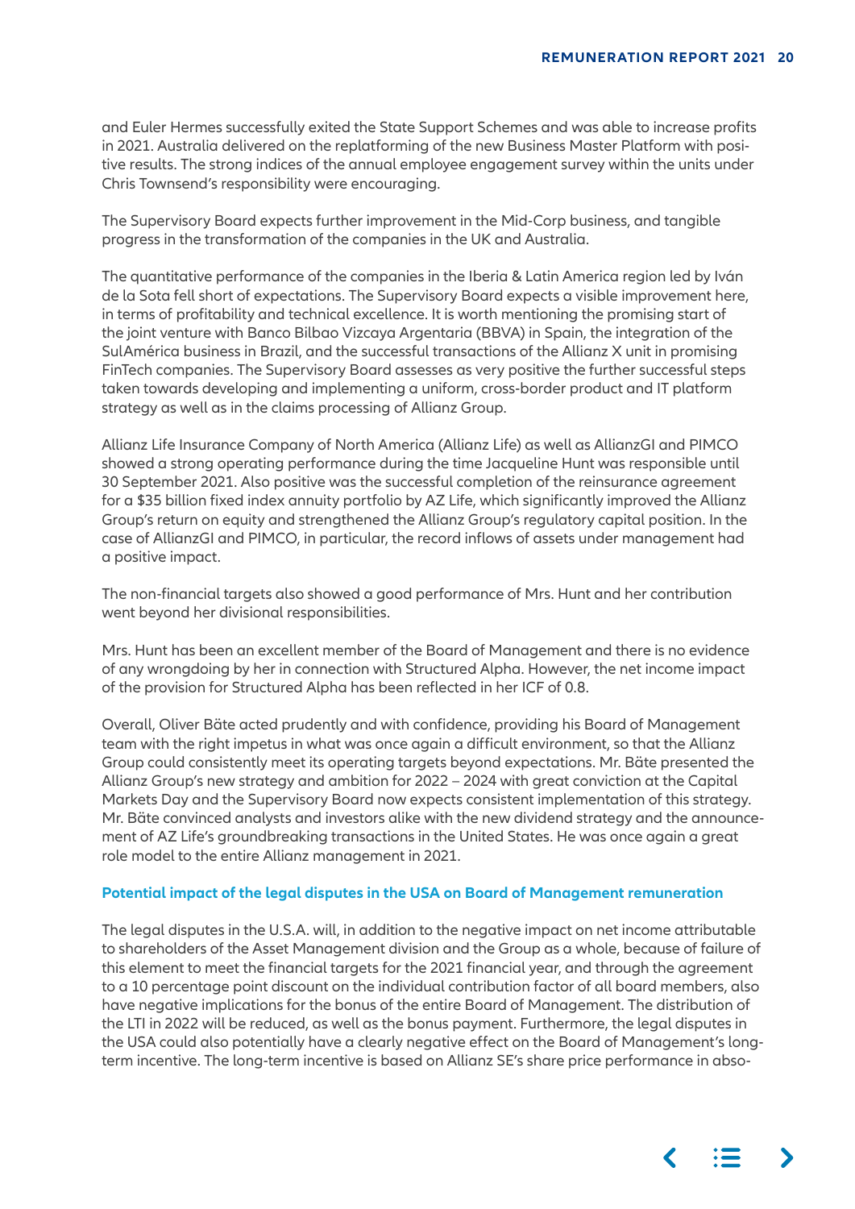and Euler Hermes successfully exited the State Support Schemes and was able to increase profits in 2021. Australia delivered on the replatforming of the new Business Master Platform with positive results. The strong indices of the annual employee engagement survey within the units under Chris Townsend's responsibility were encouraging.

The Supervisory Board expects further improvement in the Mid-Corp business, and tangible progress in the transformation of the companies in the UK and Australia.

The quantitative performance of the companies in the Iberia & Latin America region led by Iván de la Sota fell short of expectations. The Supervisory Board expects a visible improvement here, in terms of profitability and technical excellence. It is worth mentioning the promising start of the joint venture with Banco Bilbao Vizcaya Argentaria (BBVA) in Spain, the integration of the SulAmérica business in Brazil, and the successful transactions of the Allianz X unit in promising FinTech companies. The Supervisory Board assesses as very positive the further successful steps taken towards developing and implementing a uniform, cross-border product and IT platform strategy as well as in the claims processing of Allianz Group.

Allianz Life Insurance Company of North America (Allianz Life) as well as AllianzGI and PIMCO showed a strong operating performance during the time Jacqueline Hunt was responsible until 30 September 2021. Also positive was the successful completion of the reinsurance agreement for a $35 billion fixed index annuity portfolio by AZ Life, which significantly improved the Allianz Group's return on equity and strengthened the Allianz Group's regulatory capital position. In the case of AllianzGI and PIMCO, in particular, the record inflows of assets under management had a positive impact.

The non-financial targets also showed a good performance of Mrs. Hunt and her contribution went beyond her divisional responsibilities.

Mrs. Hunt has been an excellent member of the Board of Management and there is no evidence of any wrongdoing by her in connection with Structured Alpha. However, the net income impact of the provision for Structured Alpha has been reflected in her ICF of 0.8.

Overall, Oliver Bäte acted prudently and with confidence, providing his Board of Management team with the right impetus in what was once again a difficult environment, so that the Allianz Group could consistently meet its operating targets beyond expectations. Mr. Bäte presented the Allianz Group's new strategy and ambition for 2022 – 2024 with great conviction at the Capital Markets Day and the Supervisory Board now expects consistent implementation of this strategy. Mr. Bäte convinced analysts and investors alike with the new dividend strategy and the announcement of AZ Life's groundbreaking transactions in the United States. He was once again a great role model to the entire Allianz management in 2021.

#### Potential impact of the legal disputes in the USA on Board of Management remuneration

The legal disputes in the U.S.A. will, in addition to the negative impact on net income attributable to shareholders of the Asset Management division and the Group as a whole, because of failure of this element to meet the financial targets for the 2021 financial year, and through the agreement to a 10 percentage point discount on the individual contribution factor of all board members, also have negative implications for the bonus of the entire Board of Management. The distribution of the LTI in 2022 will be reduced, as well as the bonus payment. Furthermore, the legal disputes in the USA could also potentially have a clearly negative effect on the Board of Management's long-term incentive. The long-term incentive is based on Allianz SE's share price performance in abso-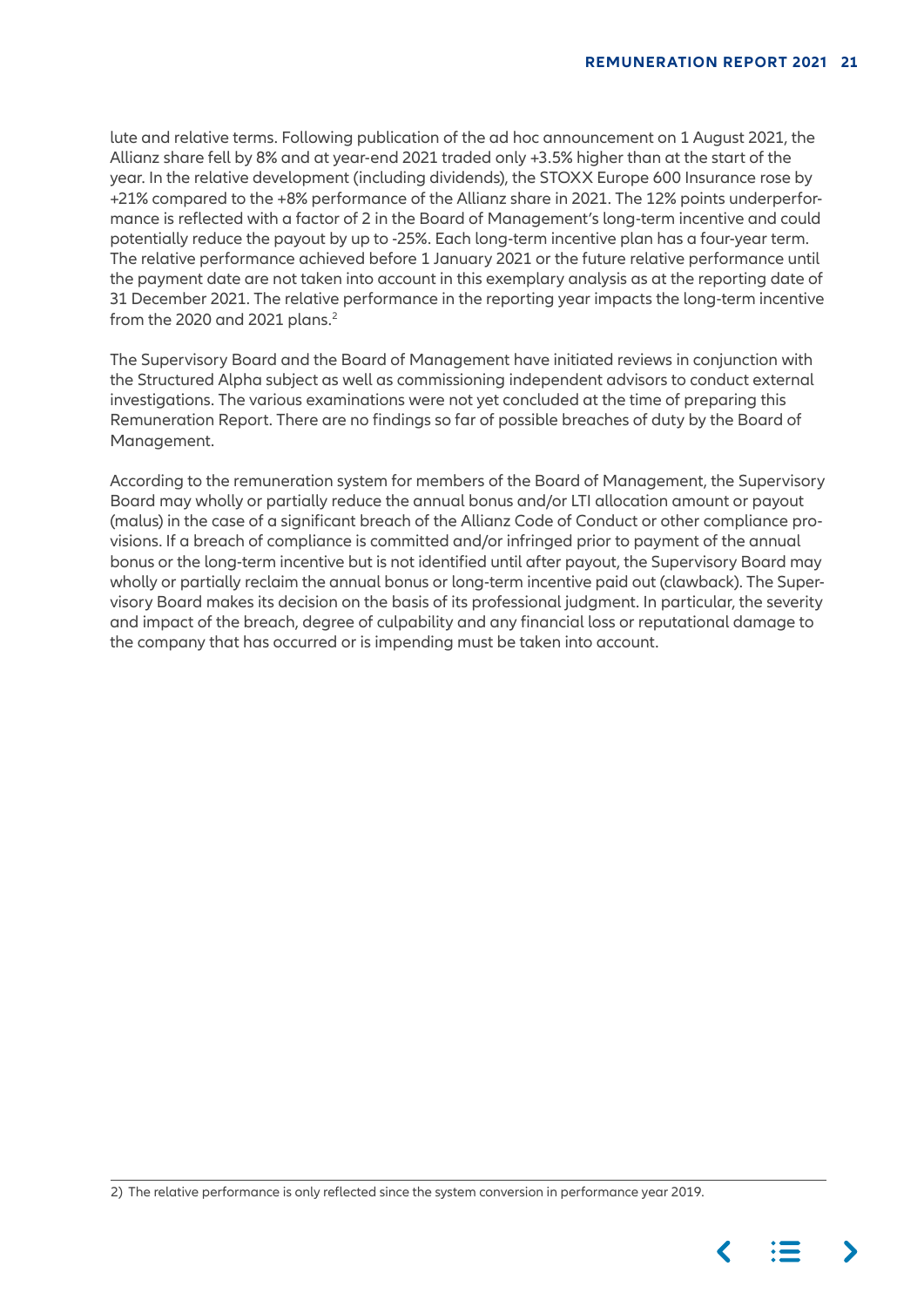lute and relative terms. Following publication of the ad hoc announcement on 1 August 2021, the Allianz share fell by 8% and at year-end 2021 traded only +3.5% higher than at the start of the year. In the relative development (including dividends), the STOXX Europe 600 Insurance rose by +21% compared to the +8% performance of the Allianz share in 2021. The 12% points underperformance is reflected with a factor of 2 in the Board of Management's long-term incentive and could potentially reduce the payout by up to -25%. Each long-term incentive plan has a four-year term. The relative performance achieved before 1 January 2021 or the future relative performance until the payment date are not taken into account in this exemplary analysis as at the reporting date of 31 December 2021. The relative performance in the reporting year impacts the long-term incentive from the 2020 and 2021 plans.[2]

The Supervisory Board and the Board of Management have initiated reviews in conjunction with the Structured Alpha subject as well as commissioning independent advisors to conduct external investigations. The various examinations were not yet concluded at the time of preparing this Remuneration Report. There are no findings so far of possible breaches of duty by the Board of Management.

According to the remuneration system for members of the Board of Management, the Supervisory Board may wholly or partially reduce the annual bonus and/or LTI allocation amount or payout (malus) in the case of a significant breach of the Allianz Code of Conduct or other compliance provisions. If a breach of compliance is committed and/or infringed prior to payment of the annual bonus or the long-term incentive but is not identified until after payout, the Supervisory Board may wholly or partially reclaim the annual bonus or long-term incentive paid out (clawback). The Supervisory Board makes its decision on the basis of its professional judgment. In particular, the severity and impact of the breach, degree of culpability and any financial loss or reputational damage to the company that has occurred or is impending must be taken into account.

2) The relative performance is only reflected since the system conversion in performance year 2019.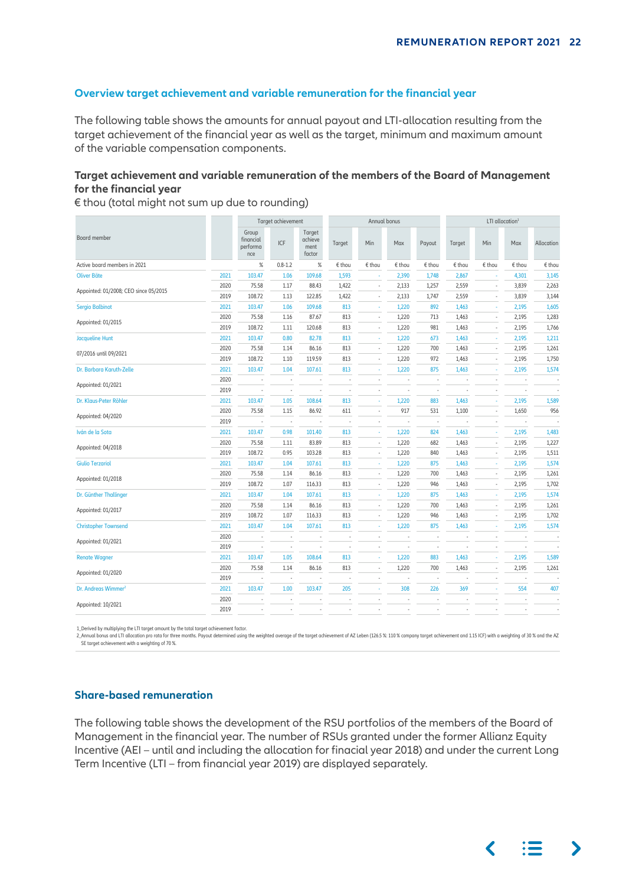## Overview target achievement and variable remuneration for the financial year

The following table shows the amounts for annual payout and LTI-allocation resulting from the target achievement of the financial year as well as the target, minimum and maximum amount of the variable compensation components.

### Target achievement and variable remuneration of the members of the Board of Management for the financial year

€ thou (total might not sum up due to rounding)

| Board member | | Target achievement | | | Annual bonus | | | | LTI allocation[1] | | | |
|---|---|---|---|---|---|---|---|---|---|---|---|---|
| | | Group financial performance | ICF | Target achievement factor | Target | Min | Max | Payout | Target | Min | Max | Allocation |
| Active board members in 2021 | | % | 0.8-1.2 | % | € thou | € thou | € thou | € thou | € thou | € thou | € thou | € thou |
| Oliver Bäte | 2021 | 103.47 | 1.06 | 109.68 | 1,593 | - | 2,390 | 1,748 | 2,867 | - | 4,301 | 3,145 |
| Appointed: 01/2008; CEO since 05/2015 | 2020 | 75.58 | 1.17 | 88.43 | 1,422 | - | 2,133 | 1,257 | 2,559 | - | 3,839 | 2,263 |
| | 2019 | 108.72 | 1.13 | 122.85 | 1,422 | - | 2,133 | 1,747 | 2,559 | - | 3,839 | 3,144 |
| Sergio Balbinot | 2021 | 103.47 | 1.06 | 109.68 | 813 | - | 1,220 | 892 | 1,463 | - | 2,195 | 1,605 |
| Appointed: 01/2015 | 2020 | 75.58 | 1.16 | 87.67 | 813 | - | 1,220 | 713 | 1,463 | - | 2,195 | 1,283 |
| | 2019 | 108.72 | 1.11 | 120.68 | 813 | - | 1,220 | 981 | 1,463 | - | 2,195 | 1,766 |
| Jacqueline Hunt | 2021 | 103.47 | 0.80 | 82.78 | 813 | - | 1,220 | 673 | 1,463 | - | 2,195 | 1,211 |
| 07/2016 until 09/2021 | 2020 | 75.58 | 1.14 | 86.16 | 813 | - | 1,220 | 700 | 1,463 | - | 2,195 | 1,261 |
| | 2019 | 108.72 | 1.10 | 119.59 | 813 | - | 1,220 | 972 | 1,463 | - | 2,195 | 1,750 |
| Dr. Barbara Karuth-Zelle | 2021 | 103.47 | 1.04 | 107.61 | 813 | - | 1,220 | 875 | 1,463 | - | 2,195 | 1,574 |
| Appointed: 01/2021 | 2020 | - | - | - | - | - | - | - | - | - | - | - |
| | 2019 | - | - | - | - | - | - | - | - | - | - | - |
| Dr. Klaus-Peter Röhler | 2021 | 103.47 | 1.05 | 108.64 | 813 | - | 1,220 | 883 | 1,463 | - | 2,195 | 1,589 |
| Appointed: 04/2020 | 2020 | 75.58 | 1.15 | 86.92 | 611 | - | 917 | 531 | 1,100 | - | 1,650 | 956 |
| | 2019 | - | - | - | - | - | - | - | - | - | - | - |
| Iván de la Sota | 2021 | 103.47 | 0.98 | 101.40 | 813 | - | 1,220 | 824 | 1,463 | - | 2,195 | 1,483 |
| Appointed: 04/2018 | 2020 | 75.58 | 1.11 | 83.89 | 813 | - | 1,220 | 682 | 1,463 | - | 2,195 | 1,227 |
| | 2019 | 108.72 | 0.95 | 103.28 | 813 | - | 1,220 | 840 | 1,463 | - | 2,195 | 1,511 |
| Giulio Terzariol | 2021 | 103.47 | 1.04 | 107.61 | 813 | - | 1,220 | 875 | 1,463 | - | 2,195 | 1,574 |
| Appointed: 01/2018 | 2020 | 75.58 | 1.14 | 86.16 | 813 | - | 1,220 | 700 | 1,463 | - | 2,195 | 1,261 |
| | 2019 | 108.72 | 1.07 | 116.33 | 813 | - | 1,220 | 946 | 1,463 | - | 2,195 | 1,702 |
| Dr. Günther Thallinger | 2021 | 103.47 | 1.04 | 107.61 | 813 | - | 1,220 | 875 | 1,463 | - | 2,195 | 1,574 |
| Appointed: 01/2017 | 2020 | 75.58 | 1.14 | 86.16 | 813 | - | 1,220 | 700 | 1,463 | - | 2,195 | 1,261 |
| | 2019 | 108.72 | 1.07 | 116.33 | 813 | - | 1,220 | 946 | 1,463 | - | 2,195 | 1,702 |
| Christopher Townsend | 2021 | 103.47 | 1.04 | 107.61 | 813 | - | 1,220 | 875 | 1,463 | - | 2,195 | 1,574 |
| Appointed: 01/2021 | 2020 | - | - | - | - | - | - | - | - | - | - | - |
| | 2019 | - | - | - | - | - | - | - | - | - | - | - |
| Renate Wagner | 2021 | 103.47 | 1.05 | 108.64 | 813 | - | 1,220 | 883 | 1,463 | - | 2,195 | 1,589 |
| Appointed: 01/2020 | 2020 | 75.58 | 1.14 | 86.16 | 813 | - | 1,220 | 700 | 1,463 | - | 2,195 | 1,261 |
| | 2019 | - | - | - | - | - | - | - | - | - | - | - |
| Dr. Andreas Wimmer[2] | 2021 | 103.47 | 1.00 | 103.47 | 205 | - | 308 | 226 | 369 | - | 554 | 407 |
| Appointed: 10/2021 | 2020 | - | - | - | - | - | - | - | - | - | - | - |
| | 2019 | - | - | - | - | - | - | - | - | - | - | - |

1_Derived by multiplying the LTI target amount by the total target achievement factor.
2_Annual bonus and LTI allocation pro rata for three months. Payout determined using the weighted average of the target achievement of AZ Leben (126.5 %: 110 % company target achievement and 1.15 ICF) with a weighting of 30 % and the AZ SE target achievement with a weighting of 70 %.

## Share-based remuneration

The following table shows the development of the RSU portfolios of the members of the Board of Management in the financial year. The number of RSUs granted under the former Allianz Equity Incentive (AEI – until and including the allocation for finacial year 2018) and under the current Long Term Incentive (LTI – from financial year 2019) are displayed separately.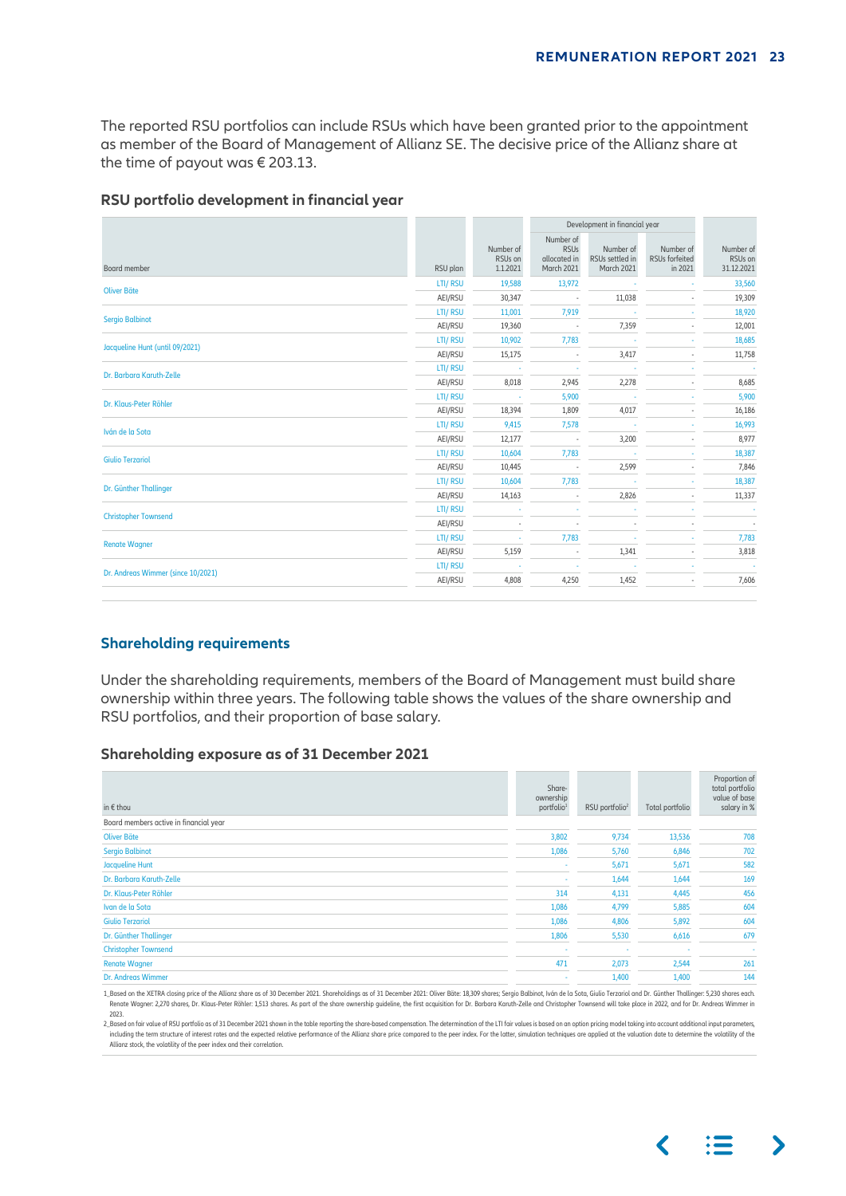The reported RSU portfolios can include RSUs which have been granted prior to the appointment as member of the Board of Management of Allianz SE. The decisive price of the Allianz share at the time of payout was € 203.13.

### RSU portfolio development in financial year

| Board member | RSU plan | Number of RSUs on 1.1.2021 | Development in financial year | | | Number of RSUs on 31.12.2021 |
|---|---|---|---|---|---|---|
| | | | Number of RSUs allocated in March 2021 | Number of RSUs settled in March 2021 | Number of RSUs forfeited in 2021 | |
| Oliver Bäte | LTI/ RSU | 19,588 | 13,972 | - | - | 33,560 |
| | AEI/RSU | 30,347 | - | 11,038 | - | 19,309 |
| Sergio Balbinot | LTI/ RSU | 11,001 | 7,919 | - | - | 18,920 |
| | AEI/RSU | 19,360 | - | 7,359 | - | 12,001 |
| Jacqueline Hunt (until 09/2021) | LTI/ RSU | 10,902 | 7,783 | - | - | 18,685 |
| | AEI/RSU | 15,175 | - | 3,417 | - | 11,758 |
| Dr. Barbara Karuth-Zelle | LTI/ RSU | - | - | - | - | - |
| | AEI/RSU | 8,018 | 2,945 | 2,278 | - | 8,685 |
| Dr. Klaus-Peter Röhler | LTI/ RSU | - | 5,900 | - | - | 5,900 |
| | AEI/RSU | 18,394 | 1,809 | 4,017 | - | 16,186 |
| Iván de la Sota | LTI/ RSU | 9,415 | 7,578 | - | - | 16,993 |
| | AEI/RSU | 12,177 | - | 3,200 | - | 8,977 |
| Giulio Terzariol | LTI/ RSU | 10,604 | 7,783 | - | - | 18,387 |
| | AEI/RSU | 10,445 | - | 2,599 | - | 7,846 |
| Dr. Günther Thallinger | LTI/ RSU | 10,604 | 7,783 | - | - | 18,387 |
| | AEI/RSU | 14,163 | - | 2,826 | - | 11,337 |
| Christopher Townsend | LTI/ RSU | - | - | - | - | - |
| | AEI/RSU | - | - | - | - | - |
| Renate Wagner | LTI/ RSU | - | 7,783 | - | - | 7,783 |
| | AEI/RSU | 5,159 | - | 1,341 | - | 3,818 |
| Dr. Andreas Wimmer (since 10/2021) | LTI/ RSU | - | - | - | - | - |
| | AEI/RSU | 4,808 | 4,250 | 1,452 | - | 7,606 |

## Shareholding requirements

Under the shareholding requirements, members of the Board of Management must build share ownership within three years. The following table shows the values of the share ownership and RSU portfolios, and their proportion of base salary.

### Shareholding exposure as of 31 December 2021

| in € thou | Share-ownership portfolio[1] | RSU portfolio[2] | Total portfolio | Proportion of total portfolio value of base salary in % |
|---|---|---|---|---|
| Board members active in financial year | | | | |
| Oliver Bäte | 3,802 | 9,734 | 13,536 | 708 |
| Sergio Balbinot | 1,086 | 5,760 | 6,846 | 702 |
| Jacqueline Hunt | - | 5,671 | 5,671 | 582 |
| Dr. Barbara Karuth-Zelle | - | 1,644 | 1,644 | 169 |
| Dr. Klaus-Peter Röhler | 314 | 4,131 | 4,445 | 456 |
| Ivan de la Sota | 1,086 | 4,799 | 5,885 | 604 |
| Giulio Terzariol | 1,086 | 4,806 | 5,892 | 604 |
| Dr. Günther Thallinger | 1,806 | 5,530 | 6,616 | 679 |
| Christopher Townsend | - | - | - | - |
| Renate Wagner | 471 | 2,073 | 2,544 | 261 |
| Dr. Andreas Wimmer | - | 1,400 | 1,400 | 144 |

1_Based on the XETRA closing price of the Allianz share as of 30 December 2021. Shareholdings as of 31 December 2021: Oliver Bäte: 18,309 shares; Sergio Balbinot, Iván de la Sota, Giulio Terzariol and Dr. Günther Thallinger: 5,230 shares each. Renate Wagner: 2,270 shares, Dr. Klaus-Peter Röhler: 1,513 shares. As part of the share ownership guideline, the first acquisition for Dr. Barbara Karuth-Zelle and Christopher Townsend will take place in 2022, and for Dr. Andreas Wimmer in 2023.

2_Based on fair value of RSU portfolio as of 31 December 2021 shown in the table reporting the share-based compensation. The determination of the LTI fair values is based on an option pricing model taking into account additional input parameters, including the term structure of interest rates and the expected relative performance of the Allianz share price compared to the peer index. For the latter, simulation techniques are applied at the valuation date to determine the volatility of the Allianz stock, the volatility of the peer index and their correlation.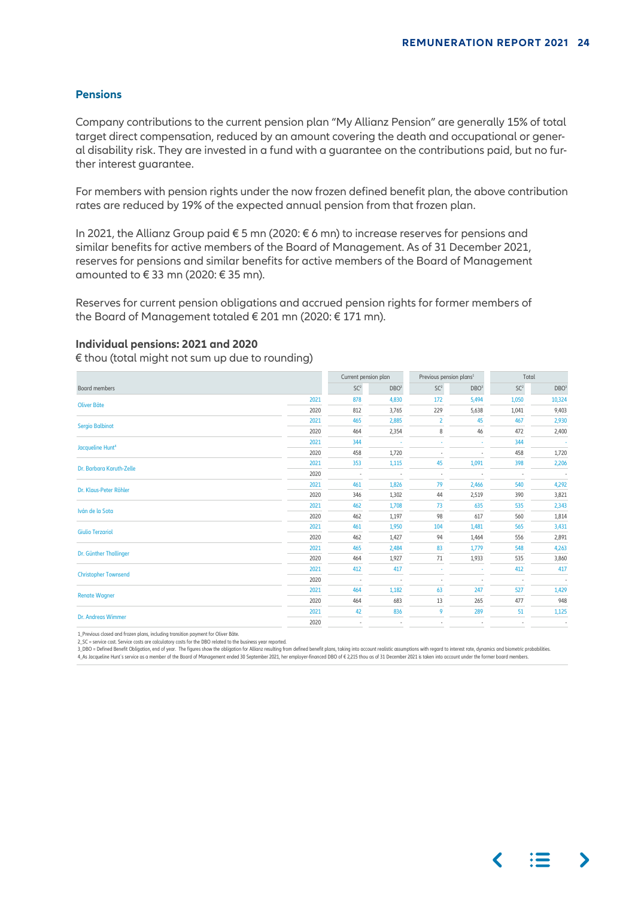## Pensions

Company contributions to the current pension plan "My Allianz Pension" are generally 15% of total target direct compensation, reduced by an amount covering the death and occupational or general disability risk. They are invested in a fund with a guarantee on the contributions paid, but no further interest guarantee.

For members with pension rights under the now frozen defined benefit plan, the above contribution rates are reduced by 19% of the expected annual pension from that frozen plan.

In 2021, the Allianz Group paid € 5 mn (2020: € 6 mn) to increase reserves for pensions and similar benefits for active members of the Board of Management. As of 31 December 2021, reserves for pensions and similar benefits for active members of the Board of Management amounted to € 33 mn (2020: € 35 mn).

Reserves for current pension obligations and accrued pension rights for former members of the Board of Management totaled € 201 mn (2020: € 171 mn).

### Individual pensions: 2021 and 2020

€ thou (total might not sum up due to rounding)

| Board members | | Current pension plan | | Previous pension plans[1] | | Total | |
|---|---|---|---|---|---|---|---|
| | | SC[2] | DBO[3] | SC[2] | DBO[3] | SC[2] | DBO[3] |
| Oliver Bäte | 2021 | 878 | 4,830 | 172 | 5,494 | 1,050 | 10,324 |
| | 2020 | 812 | 3,765 | 229 | 5,638 | 1,041 | 9,403 |
| Sergio Balbinot | 2021 | 465 | 2,885 | 2 | 45 | 467 | 2,930 |
| | 2020 | 464 | 2,354 | 8 | 46 | 472 | 2,400 |
| Jacqueline Hunt[4] | 2021 | 344 | - | - | - | 344 | - |
| | 2020 | 458 | 1,720 | - | - | 458 | 1,720 |
| Dr. Barbara Karuth-Zelle | 2021 | 353 | 1,115 | 45 | 1,091 | 398 | 2,206 |
| | 2020 | - | - | - | - | - | - |
| Dr. Klaus-Peter Röhler | 2021 | 461 | 1,826 | 79 | 2,466 | 540 | 4,292 |
| | 2020 | 346 | 1,302 | 44 | 2,519 | 390 | 3,821 |
| Iván de la Sota | 2021 | 462 | 1,708 | 73 | 635 | 535 | 2,343 |
| | 2020 | 462 | 1,197 | 98 | 617 | 560 | 1,814 |
| Giulio Terzariol | 2021 | 461 | 1,950 | 104 | 1,481 | 565 | 3,431 |
| | 2020 | 462 | 1,427 | 94 | 1,464 | 556 | 2,891 |
| Dr. Günther Thallinger | 2021 | 465 | 2,484 | 83 | 1,779 | 548 | 4,263 |
| | 2020 | 464 | 1,927 | 71 | 1,933 | 535 | 3,860 |
| Christopher Townsend | 2021 | 412 | 417 | - | - | 412 | 417 |
| | 2020 | - | - | - | - | - | - |
| Renate Wagner | 2021 | 464 | 1,182 | 63 | 247 | 527 | 1,429 |
| | 2020 | 464 | 683 | 13 | 265 | 477 | 948 |
| Dr. Andreas Wimmer | 2021 | 42 | 836 | 9 | 289 | 51 | 1,125 |
| | 2020 | - | - | - | - | - | - |

1_Previous closed and frozen plans, including transition payment for Oliver Bäte.
2_SC = service cost. Service costs are calculatory costs for the DBO related to the business year reported.
3_DBO = Defined Benefit Obligation, end of year. The figures show the obligation for Allianz resulting from defined benefit plans, taking into account realistic assumptions with regard to interest rate, dynamics and biometric probabilities.
4_As Jacqueline Hunt's service as a member of the Board of Management ended 30 September 2021, her employer-financed DBO of € 2,215 thou as of 31 December 2021 is taken into account under the former board members.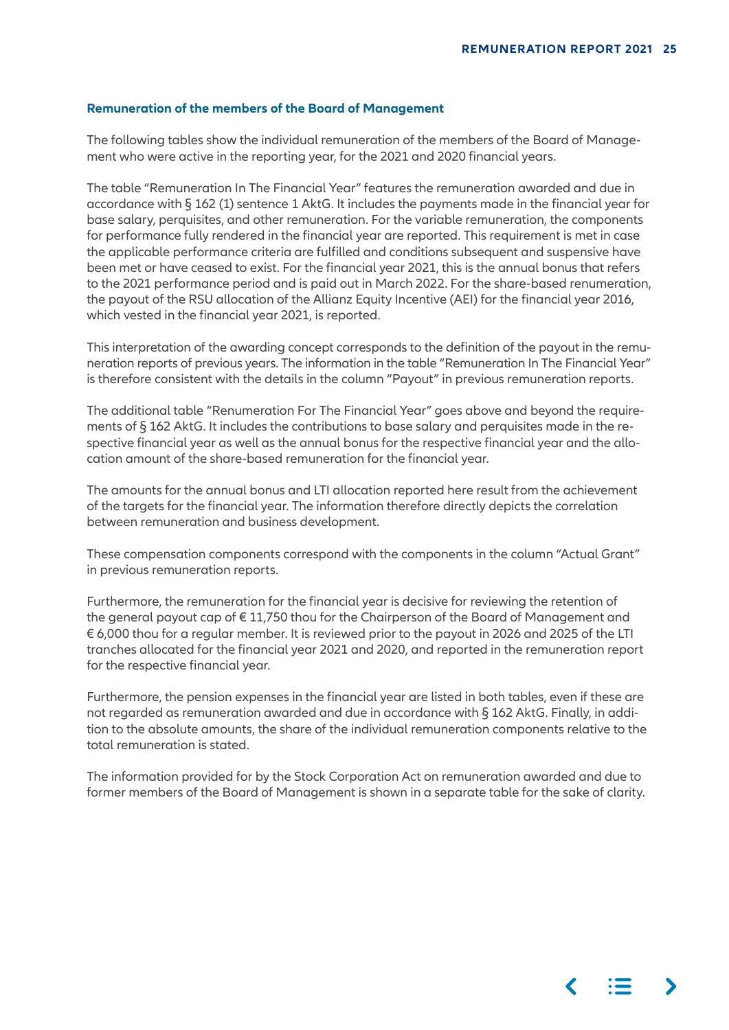### Remuneration of the members of the Board of Management

The following tables show the individual remuneration of the members of the Board of Management who were active in the reporting year, for the 2021 and 2020 financial years.

The table "Remuneration In The Financial Year" features the remuneration awarded and due in accordance with § 162 (1) sentence 1 AktG. It includes the payments made in the financial year for base salary, perquisites, and other remuneration. For the variable remuneration, the components for performance fully rendered in the financial year are reported. This requirement is met in case the applicable performance criteria are fulfilled and conditions subsequent and suspensive have been met or have ceased to exist. For the financial year 2021, this is the annual bonus that refers to the 2021 performance period and is paid out in March 2022. For the share-based renumeration, the payout of the RSU allocation of the Allianz Equity Incentive (AEI) for the financial year 2016, which vested in the financial year 2021, is reported.

This interpretation of the awarding concept corresponds to the definition of the payout in the remuneration reports of previous years. The information in the table "Remuneration In The Financial Year" is therefore consistent with the details in the column "Payout" in previous remuneration reports.

The additional table "Renumeration For The Financial Year" goes above and beyond the requirements of § 162 AktG. It includes the contributions to base salary and perquisites made in the respective financial year as well as the annual bonus for the respective financial year and the allocation amount of the share-based remuneration for the financial year.

The amounts for the annual bonus and LTI allocation reported here result from the achievement of the targets for the financial year. The information therefore directly depicts the correlation between remuneration and business development.

These compensation components correspond with the components in the column "Actual Grant" in previous remuneration reports.

Furthermore, the remuneration for the financial year is decisive for reviewing the retention of the general payout cap of € 11,750 thou for the Chairperson of the Board of Management and € 6,000 thou for a regular member. It is reviewed prior to the payout in 2026 and 2025 of the LTI tranches allocated for the financial year 2021 and 2020, and reported in the remuneration report for the respective financial year.

Furthermore, the pension expenses in the financial year are listed in both tables, even if these are not regarded as remuneration awarded and due in accordance with § 162 AktG. Finally, in addition to the absolute amounts, the share of the individual remuneration components relative to the total remuneration is stated.

The information provided for by the Stock Corporation Act on remuneration awarded and due to former members of the Board of Management is shown in a separate table for the sake of clarity.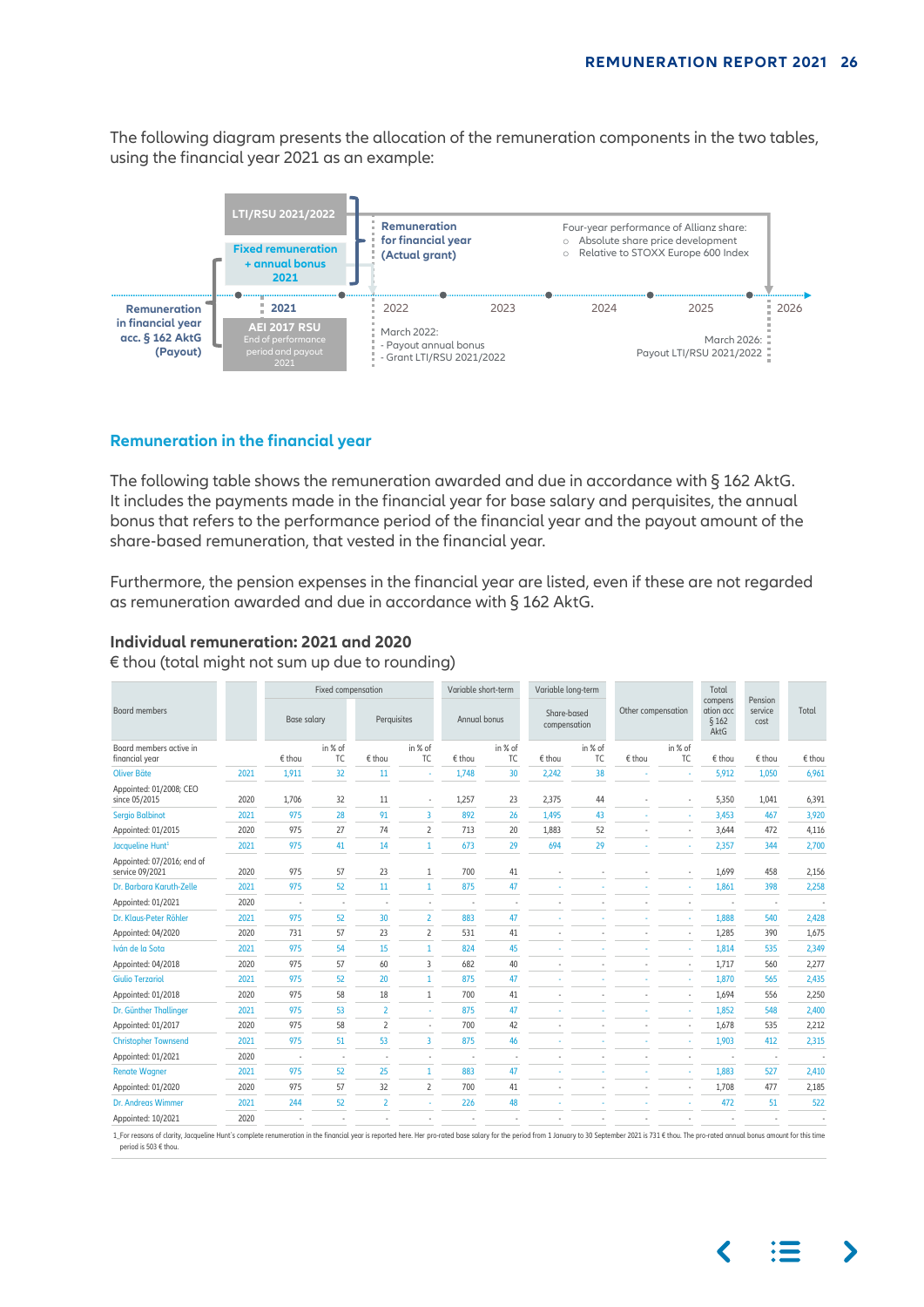The following diagram presents the allocation of the remuneration components in the two tables, using the financial year 2021 as an example:

LTI/RSU 2021/2022

Fixed remuneration + annual bonus 2021

Remuneration for financial year (Actual grant)

Four-year performance of Allianz share:
- Absolute share price development
- Relative to STOXX Europe 600 Index

Remuneration in financial year acc. § 162 AktG (Payout)

2021

AEI 2017 RSU
End of performance period and payout 2021

2022
2023
2024
2025
2026

March 2022:
- Payout annual bonus
- Grant LTI/RSU 2021/2022

March 2026:
Payout LTI/RSU 2021/2022

## Remuneration in the financial year

The following table shows the remuneration awarded and due in accordance with § 162 AktG. It includes the payments made in the financial year for base salary and perquisites, the annual bonus that refers to the performance period of the financial year and the payout amount of the share-based remuneration, that vested in the financial year.

Furthermore, the pension expenses in the financial year are listed, even if these are not regarded as remuneration awarded and due in accordance with § 162 AktG.

### Individual remuneration: 2021 and 2020

€ thou (total might not sum up due to rounding)

| Board members | | Fixed compensation | | | | Variable short-term | | Variable long-term | | Other compensation | | Total compensation acc § 162 AktG | Pension service cost | Total |
|---|---|---|---|---|---|---|---|---|---|---|---|---|---|---|
| | | Base salary | | Perquisites | | Annual bonus | | Share-based compensation | | | | | | |
| Board members active in financial year | | € thou | in % of TC | € thou | in % of TC | € thou | in % of TC | € thou | in % of TC | € thou | in % of TC | € thou | € thou | € thou |
| Oliver Bäte | 2021 | 1,911 | 32 | 11 | - | 1,748 | 30 | 2,242 | 38 | - | - | 5,912 | 1,050 | 6,961 |
| Appointed: 01/2008; CEO since 05/2015 | 2020 | 1,706 | 32 | 11 | - | 1,257 | 23 | 2,375 | 44 | - | - | 5,350 | 1,041 | 6,391 |
| Sergio Balbinot | 2021 | 975 | 28 | 91 | 3 | 892 | 26 | 1,495 | 43 | - | - | 3,453 | 467 | 3,920 |
| Appointed: 01/2015 | 2020 | 975 | 27 | 74 | 2 | 713 | 20 | 1,883 | 52 | - | - | 3,644 | 472 | 4,116 |
| Jacqueline Hunt[1] | 2021 | 975 | 41 | 14 | 1 | 673 | 29 | 694 | 29 | - | - | 2,357 | 344 | 2,700 |
| Appointed: 07/2016; end of service 09/2021 | 2020 | 975 | 57 | 23 | 1 | 700 | 41 | - | - | - | - | 1,699 | 458 | 2,156 |
| Dr. Barbara Karuth-Zelle | 2021 | 975 | 52 | 11 | 1 | 875 | 47 | - | - | - | - | 1,861 | 398 | 2,258 |
| Appointed: 01/2021 | 2020 | - | - | - | - | - | - | - | - | - | - | - | - | - |
| Dr. Klaus-Peter Röhler | 2021 | 975 | 52 | 30 | 2 | 883 | 47 | - | - | - | - | 1,888 | 540 | 2,428 |
| Appointed: 04/2020 | 2020 | 731 | 57 | 23 | 2 | 531 | 41 | - | - | - | - | 1,285 | 390 | 1,675 |
| Iván de la Sota | 2021 | 975 | 54 | 15 | 1 | 824 | 45 | - | - | - | - | 1,814 | 535 | 2,349 |
| Appointed: 04/2018 | 2020 | 975 | 57 | 60 | 3 | 682 | 40 | - | - | - | - | 1,717 | 560 | 2,277 |
| Giulio Terzariol | 2021 | 975 | 52 | 20 | 1 | 875 | 47 | - | - | - | - | 1,870 | 565 | 2,435 |
| Appointed: 01/2018 | 2020 | 975 | 58 | 18 | 1 | 700 | 41 | - | - | - | - | 1,694 | 556 | 2,250 |
| Dr. Günther Thallinger | 2021 | 975 | 53 | 2 | - | 875 | 47 | - | - | - | - | 1,852 | 548 | 2,400 |
| Appointed: 01/2017 | 2020 | 975 | 58 | 2 | - | 700 | 42 | - | - | - | - | 1,678 | 535 | 2,212 |
| Christopher Townsend | 2021 | 975 | 51 | 53 | 3 | 875 | 46 | - | - | - | - | 1,903 | 412 | 2,315 |
| Appointed: 01/2021 | 2020 | - | - | - | - | - | - | - | - | - | - | - | - | - |
| Renate Wagner | 2021 | 975 | 52 | 25 | 1 | 883 | 47 | - | - | - | - | 1,883 | 527 | 2,410 |
| Appointed: 01/2020 | 2020 | 975 | 57 | 32 | 2 | 700 | 41 | - | - | - | - | 1,708 | 477 | 2,185 |
| Dr. Andreas Wimmer | 2021 | 244 | 52 | 2 | - | 226 | 48 | - | - | - | - | 472 | 51 | 522 |
| Appointed: 10/2021 | 2020 | - | - | - | - | - | - | - | - | - | - | - | - | - |

1_For reasons of clarity, Jacqueline Hunt's complete remuneration in the financial year is reported here. Her pro-rated base salary for the period from 1 January to 30 September 2021 is 731 € thou. The pro-rated annual bonus amount for this time period is 503 € thou.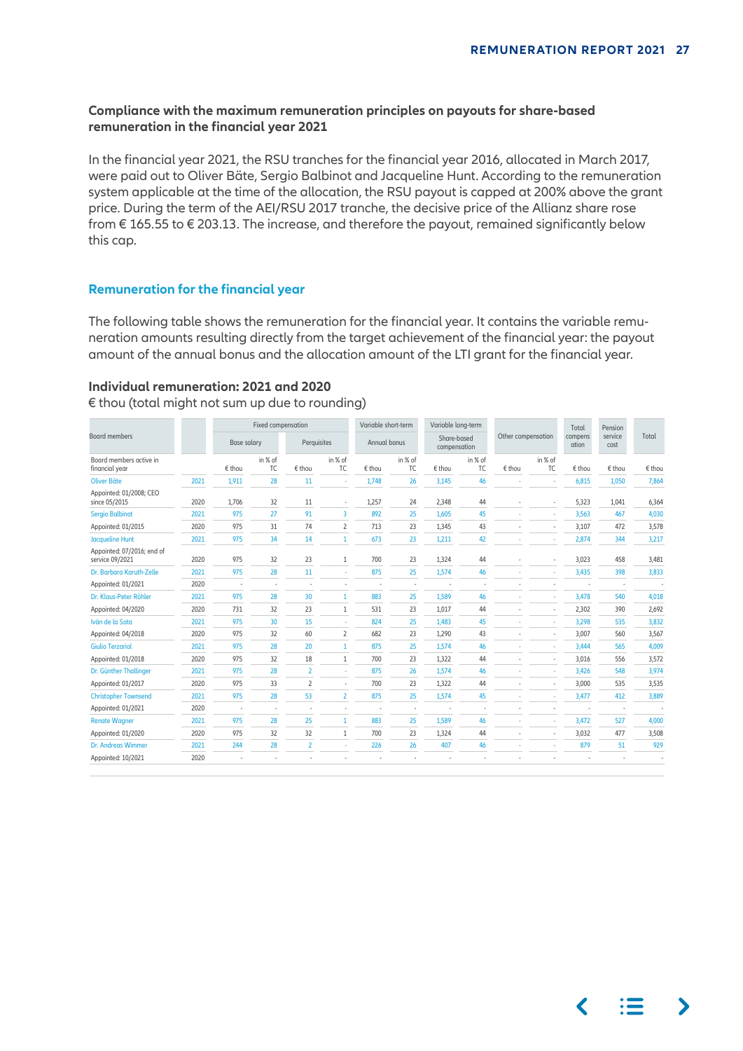### Compliance with the maximum remuneration principles on payouts for share-based remuneration in the financial year 2021

In the financial year 2021, the RSU tranches for the financial year 2016, allocated in March 2017, were paid out to Oliver Bäte, Sergio Balbinot and Jacqueline Hunt. According to the remuneration system applicable at the time of the allocation, the RSU payout is capped at 200% above the grant price. During the term of the AEI/RSU 2017 tranche, the decisive price of the Allianz share rose from € 165.55 to € 203.13. The increase, and therefore the payout, remained significantly below this cap.

## Remuneration for the financial year

The following table shows the remuneration for the financial year. It contains the variable remuneration amounts resulting directly from the target achievement of the financial year: the payout amount of the annual bonus and the allocation amount of the LTI grant for the financial year.

### Individual remuneration: 2021 and 2020

€ thou (total might not sum up due to rounding)

| Board members | | Fixed compensation | | | | Variable short-term | | Variable long-term | | Other compensation | | Total compensation | Pension service cost | Total |
|---|---|---|---|---|---|---|---|---|---|---|---|---|---|---|
| | | Base salary | | Perquisites | | Annual bonus | | Share-based compensation | | | | | | |
| Board members active in financial year | | € thou | in % of TC | € thou | in % of TC | € thou | in % of TC | € thou | in % of TC | € thou | in % of TC | € thou | € thou | € thou |
| Oliver Bäte | 2021 | 1,911 | 28 | 11 | - | 1,748 | 26 | 3,145 | 46 | - | - | 6,815 | 1,050 | 7,864 |
| Appointed: 01/2008; CEO since 05/2015 | 2020 | 1,706 | 32 | 11 | - | 1,257 | 24 | 2,348 | 44 | - | - | 5,323 | 1,041 | 6,364 |
| Sergio Balbinot | 2021 | 975 | 27 | 91 | 3 | 892 | 25 | 1,605 | 45 | - | - | 3,563 | 467 | 4,030 |
| Appointed: 01/2015 | 2020 | 975 | 31 | 74 | 2 | 713 | 23 | 1,345 | 43 | - | - | 3,107 | 472 | 3,578 |
| Jacqueline Hunt | 2021 | 975 | 34 | 14 | 1 | 673 | 23 | 1,211 | 42 | - | - | 2,874 | 344 | 3,217 |
| Appointed: 07/2016; end of service 09/2021 | 2020 | 975 | 32 | 23 | 1 | 700 | 23 | 1,324 | 44 | - | - | 3,023 | 458 | 3,481 |
| Dr. Barbara Karuth-Zelle | 2021 | 975 | 28 | 11 | - | 875 | 25 | 1,574 | 46 | - | - | 3,435 | 398 | 3,833 |
| Appointed: 01/2021 | 2020 | - | - | - | - | - | - | - | - | - | - | - | - | - |
| Dr. Klaus-Peter Röhler | 2021 | 975 | 28 | 30 | 1 | 883 | 25 | 1,589 | 46 | - | - | 3,478 | 540 | 4,018 |
| Appointed: 04/2020 | 2020 | 731 | 32 | 23 | 1 | 531 | 23 | 1,017 | 44 | - | - | 2,302 | 390 | 2,692 |
| Iván de la Sota | 2021 | 975 | 30 | 15 | - | 824 | 25 | 1,483 | 45 | - | - | 3,298 | 535 | 3,832 |
| Appointed: 04/2018 | 2020 | 975 | 32 | 60 | 2 | 682 | 23 | 1,290 | 43 | - | - | 3,007 | 560 | 3,567 |
| Giulio Terzariol | 2021 | 975 | 28 | 20 | 1 | 875 | 25 | 1,574 | 46 | - | - | 3,444 | 565 | 4,009 |
| Appointed: 01/2018 | 2020 | 975 | 32 | 18 | 1 | 700 | 23 | 1,322 | 44 | - | - | 3,016 | 556 | 3,572 |
| Dr. Günther Thallinger | 2021 | 975 | 28 | 2 | - | 875 | 26 | 1,574 | 46 | - | - | 3,426 | 548 | 3,974 |
| Appointed: 01/2017 | 2020 | 975 | 33 | 2 | - | 700 | 23 | 1,322 | 44 | - | - | 3,000 | 535 | 3,535 |
| Christopher Townsend | 2021 | 975 | 28 | 53 | 2 | 875 | 25 | 1,574 | 45 | - | - | 3,477 | 412 | 3,889 |
| Appointed: 01/2021 | 2020 | - | - | - | - | - | - | - | - | - | - | - | - | - |
| Renate Wagner | 2021 | 975 | 28 | 25 | 1 | 883 | 25 | 1,589 | 46 | - | - | 3,472 | 527 | 4,000 |
| Appointed: 01/2020 | 2020 | 975 | 32 | 32 | 1 | 700 | 23 | 1,324 | 44 | - | - | 3,032 | 477 | 3,508 |
| Dr. Andreas Wimmer | 2021 | 244 | 28 | 2 | - | 226 | 26 | 407 | 46 | - | - | 879 | 51 | 929 |
| Appointed: 10/2021 | 2020 | - | - | - | - | - | - | - | - | - | - | - | - | - |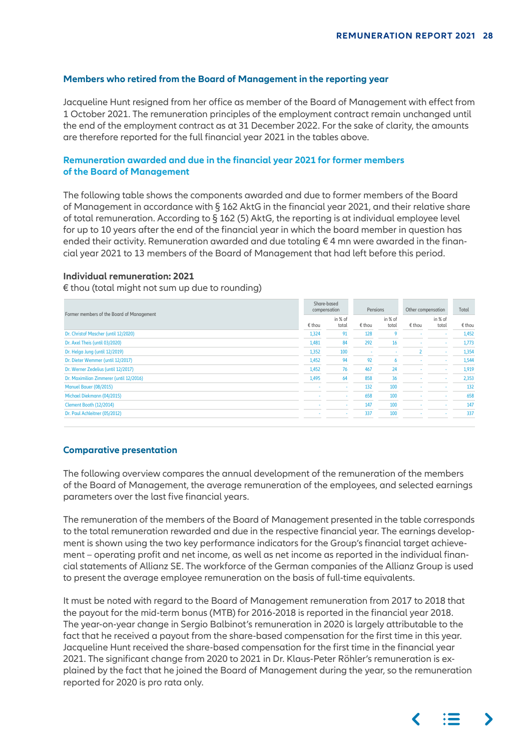### Members who retired from the Board of Management in the reporting year

Jacqueline Hunt resigned from her office as member of the Board of Management with effect from 1 October 2021. The remuneration principles of the employment contract remain unchanged until the end of the employment contract as at 31 December 2022. For the sake of clarity, the amounts are therefore reported for the full financial year 2021 in the tables above.

### Remuneration awarded and due in the financial year 2021 for former members of the Board of Management

The following table shows the components awarded and due to former members of the Board of Management in accordance with § 162 AktG in the financial year 2021, and their relative share of total remuneration. According to § 162 (5) AktG, the reporting is at individual employee level for up to 10 years after the end of the financial year in which the board member in question has ended their activity. Remuneration awarded and due totaling € 4 mn were awarded in the financial year 2021 to 13 members of the Board of Management that had left before this period.

**Individual remuneration: 2021**

€ thou (total might not sum up due to rounding)

| Former members of the Board of Management | Share-based compensation | | Pensions | | Other compensation | | Total |
|---|---|---|---|---|---|---|---|
| | € thou | in % of total | € thou | in % of total | € thou | in % of total | € thou |
| Dr. Christof Mascher (until 12/2020) | 1,324 | 91 | 128 | 9 | - | - | 1,452 |
| Dr. Axel Theis (until 03/2020) | 1,481 | 84 | 292 | 16 | - | - | 1,773 |
| Dr. Helga Jung (until 12/2019) | 1,352 | 100 | - | - | 2 | - | 1,354 |
| Dr. Dieter Wemmer (until 12/2017) | 1,452 | 94 | 92 | 6 | - | - | 1,544 |
| Dr. Werner Zedelius (until 12/2017) | 1,452 | 76 | 467 | 24 | - | - | 1,919 |
| Dr. Maximilian Zimmerer (until 12/2016) | 1,495 | 64 | 858 | 36 | - | - | 2,353 |
| Manuel Bauer (08/2015) | - | - | 132 | 100 | - | - | 132 |
| Michael Diekmann (04/2015) | - | - | 658 | 100 | - | - | 658 |
| Clement Booth (12/2014) | - | - | 147 | 100 | - | - | 147 |
| Dr. Paul Achleitner (05/2012) | - | - | 337 | 100 | - | - | 337 |

### Comparative presentation

The following overview compares the annual development of the remuneration of the members of the Board of Management, the average remuneration of the employees, and selected earnings parameters over the last five financial years.

The remuneration of the members of the Board of Management presented in the table corresponds to the total remuneration rewarded and due in the respective financial year. The earnings development is shown using the two key performance indicators for the Group's financial target achievement – operating profit and net income, as well as net income as reported in the individual financial statements of Allianz SE. The workforce of the German companies of the Allianz Group is used to present the average employee remuneration on the basis of full-time equivalents.

It must be noted with regard to the Board of Management remuneration from 2017 to 2018 that the payout for the mid-term bonus (MTB) for 2016-2018 is reported in the financial year 2018. The year-on-year change in Sergio Balbinot's remuneration in 2020 is largely attributable to the fact that he received a payout from the share-based compensation for the first time in this year. Jacqueline Hunt received the share-based compensation for the first time in the financial year 2021. The significant change from 2020 to 2021 in Dr. Klaus-Peter Röhler's remuneration is explained by the fact that he joined the Board of Management during the year, so the remuneration reported for 2020 is pro rata only.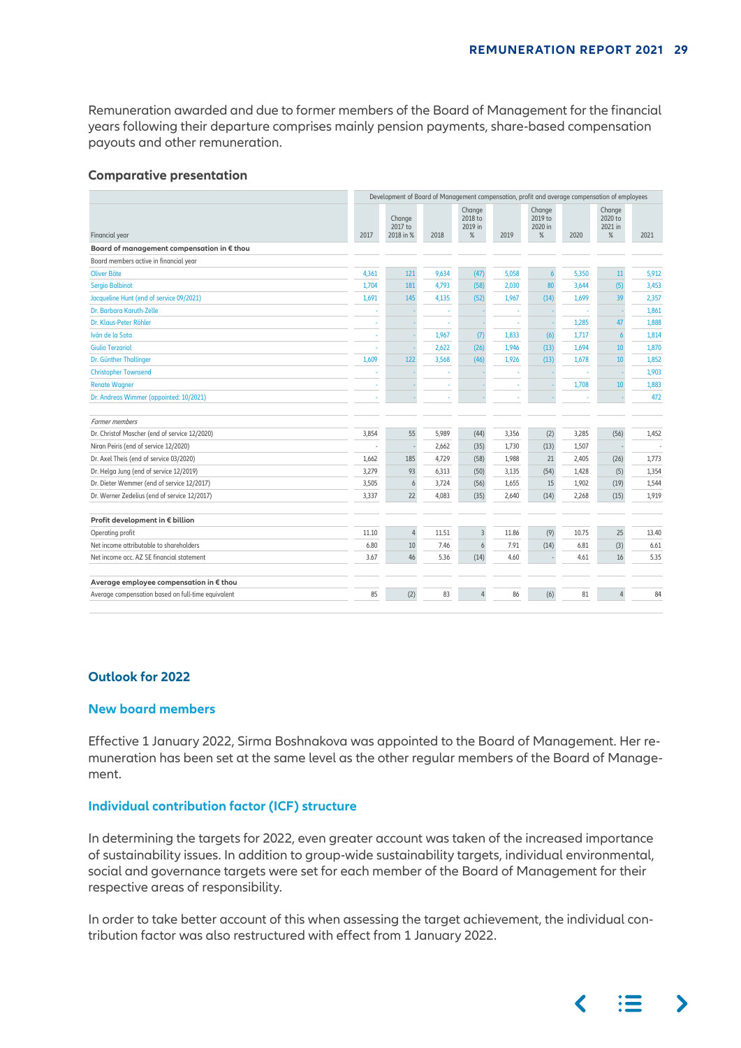Remuneration awarded and due to former members of the Board of Management for the financial years following their departure comprises mainly pension payments, share-based compensation payouts and other remuneration.

### Comparative presentation

| | Development of Board of Management compensation, profit and average compensation of employees | | | | | | | | |
|---|---|---|---|---|---|---|---|---|---|
| Financial year | 2017 | Change 2017 to 2018 in % | 2018 | Change 2018 to 2019 in % | 2019 | Change 2019 to 2020 in % | 2020 | Change 2020 to 2021 in % | 2021 |
| **Board of management compensation in € thou** | | | | | | | | | |
| Board members active in financial year | | | | | | | | | |
| Oliver Bäte | 4,361 | 121 | 9,634 | (47) | 5,058 | 6 | 5,350 | 11 | 5,912 |
| Sergio Balbinot | 1,704 | 181 | 4,793 | (58) | 2,030 | 80 | 3,644 | (5) | 3,453 |
| Jacqueline Hunt (end of service 09/2021) | 1,691 | 145 | 4,135 | (52) | 1,967 | (14) | 1,699 | 39 | 2,357 |
| Dr. Barbara Karuth-Zelle | - | - | - | - | - | - | - | - | 1,861 |
| Dr. Klaus-Peter Röhler | - | - | - | - | - | - | 1,285 | 47 | 1,888 |
| Iván de la Sota | - | - | 1,967 | (7) | 1,833 | (6) | 1,717 | 6 | 1,814 |
| Giulio Terzariol | - | - | 2,622 | (26) | 1,946 | (13) | 1,694 | 10 | 1,870 |
| Dr. Günther Thallinger | 1,609 | 122 | 3,568 | (46) | 1,926 | (13) | 1,678 | 10 | 1,852 |
| Christopher Townsend | - | - | - | - | - | - | - | - | 1,903 |
| Renate Wagner | - | - | - | - | - | - | 1,708 | 10 | 1,883 |
| Dr. Andreas Wimmer (appointed: 10/2021) | - | - | - | - | - | - | - | - | 472 |
| *Former members* | | | | | | | | | |
| Dr. Christof Mascher (end of service 12/2020) | 3,854 | 55 | 5,989 | (44) | 3,356 | (2) | 3,285 | (56) | 1,452 |
| Niran Peiris (end of service 12/2020) | - | - | 2,662 | (35) | 1,730 | (13) | 1,507 | - | - |
| Dr. Axel Theis (end of service 03/2020) | 1,662 | 185 | 4,729 | (58) | 1,988 | 21 | 2,405 | (26) | 1,773 |
| Dr. Helga Jung (end of service 12/2019) | 3,279 | 93 | 6,313 | (50) | 3,135 | (54) | 1,428 | (5) | 1,354 |
| Dr. Dieter Wemmer (end of service 12/2017) | 3,505 | 6 | 3,724 | (56) | 1,655 | 15 | 1,902 | (19) | 1,544 |
| Dr. Werner Zedelius (end of service 12/2017) | 3,337 | 22 | 4,083 | (35) | 2,640 | (14) | 2,268 | (15) | 1,919 |
| **Profit development in € billion** | | | | | | | | | |
| Operating profit | 11.10 | 4 | 11.51 | 3 | 11.86 | (9) | 10.75 | 25 | 13.40 |
| Net income attributable to shareholders | 6.80 | 10 | 7.46 | 6 | 7.91 | (14) | 6.81 | (3) | 6.61 |
| Net income acc. AZ SE financial statement | 3.67 | 46 | 5.36 | (14) | 4.60 | - | 4.61 | 16 | 5.35 |
| **Average employee compensation in € thou** | | | | | | | | | |
| Average compensation based on full-time equivalent | 85 | (2) | 83 | 4 | 86 | (6) | 81 | 4 | 84 |

## Outlook for 2022

### New board members

Effective 1 January 2022, Sirma Boshnakova was appointed to the Board of Management. Her remuneration has been set at the same level as the other regular members of the Board of Management.

### Individual contribution factor (ICF) structure

In determining the targets for 2022, even greater account was taken of the increased importance of sustainability issues. In addition to group-wide sustainability targets, individual environmental, social and governance targets were set for each member of the Board of Management for their respective areas of responsibility.

In order to take better account of this when assessing the target achievement, the individual contribution factor was also restructured with effect from 1 January 2022.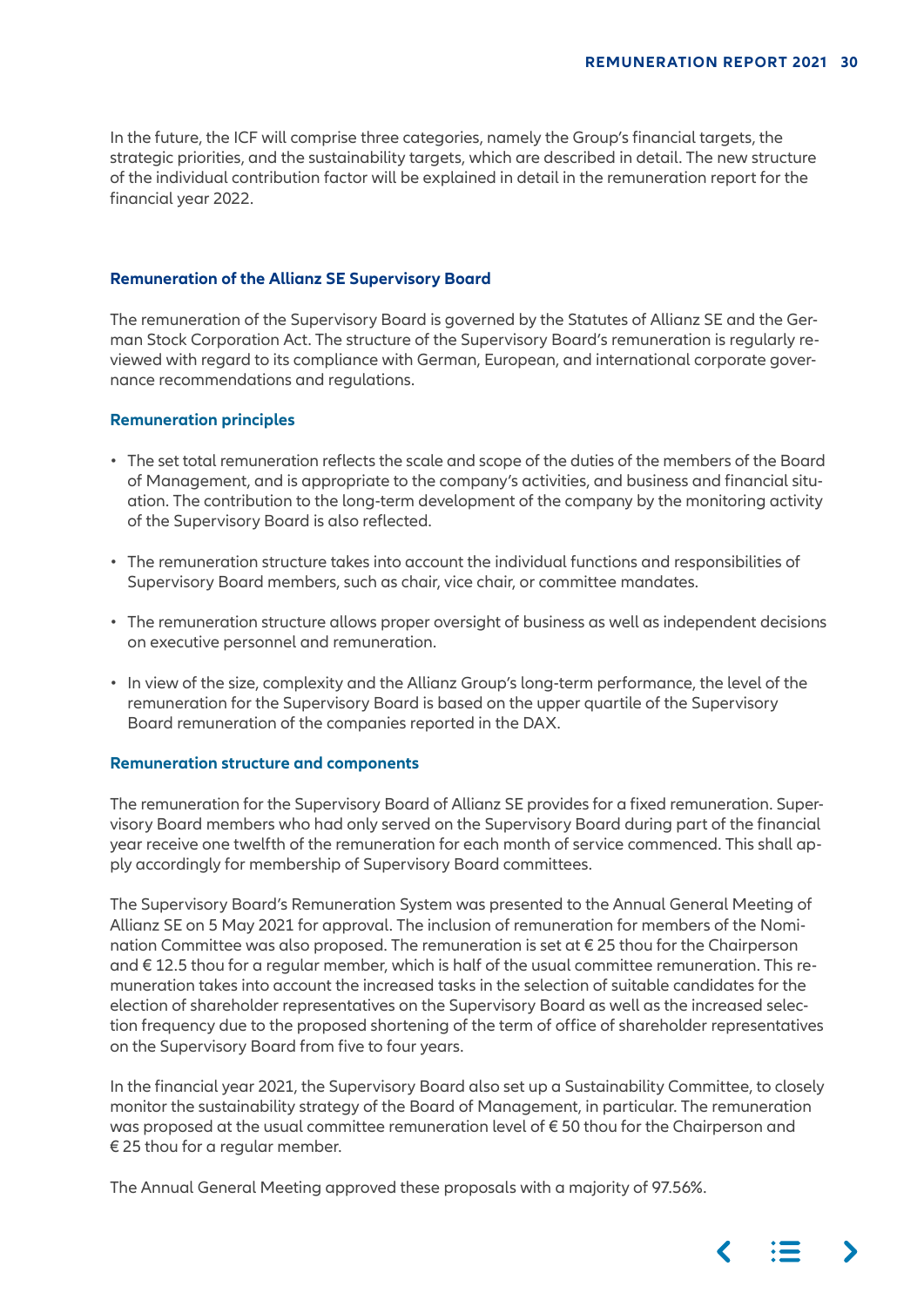In the future, the ICF will comprise three categories, namely the Group's financial targets, the strategic priorities, and the sustainability targets, which are described in detail. The new structure of the individual contribution factor will be explained in detail in the remuneration report for the financial year 2022.

## Remuneration of the Allianz SE Supervisory Board

The remuneration of the Supervisory Board is governed by the Statutes of Allianz SE and the German Stock Corporation Act. The structure of the Supervisory Board's remuneration is regularly reviewed with regard to its compliance with German, European, and international corporate governance recommendations and regulations.

### Remuneration principles

- The set total remuneration reflects the scale and scope of the duties of the members of the Board of Management, and is appropriate to the company's activities, and business and financial situation. The contribution to the long-term development of the company by the monitoring activity of the Supervisory Board is also reflected.
- The remuneration structure takes into account the individual functions and responsibilities of Supervisory Board members, such as chair, vice chair, or committee mandates.
- The remuneration structure allows proper oversight of business as well as independent decisions on executive personnel and remuneration.
- In view of the size, complexity and the Allianz Group's long-term performance, the level of the remuneration for the Supervisory Board is based on the upper quartile of the Supervisory Board remuneration of the companies reported in the DAX.

### Remuneration structure and components

The remuneration for the Supervisory Board of Allianz SE provides for a fixed remuneration. Supervisory Board members who had only served on the Supervisory Board during part of the financial year receive one twelfth of the remuneration for each month of service commenced. This shall apply accordingly for membership of Supervisory Board committees.

The Supervisory Board's Remuneration System was presented to the Annual General Meeting of Allianz SE on 5 May 2021 for approval. The inclusion of remuneration for members of the Nomination Committee was also proposed. The remuneration is set at € 25 thou for the Chairperson and € 12.5 thou for a regular member, which is half of the usual committee remuneration. This remuneration takes into account the increased tasks in the selection of suitable candidates for the election of shareholder representatives on the Supervisory Board as well as the increased selection frequency due to the proposed shortening of the term of office of shareholder representatives on the Supervisory Board from five to four years.

In the financial year 2021, the Supervisory Board also set up a Sustainability Committee, to closely monitor the sustainability strategy of the Board of Management, in particular. The remuneration was proposed at the usual committee remuneration level of € 50 thou for the Chairperson and € 25 thou for a regular member.

The Annual General Meeting approved these proposals with a majority of 97.56%.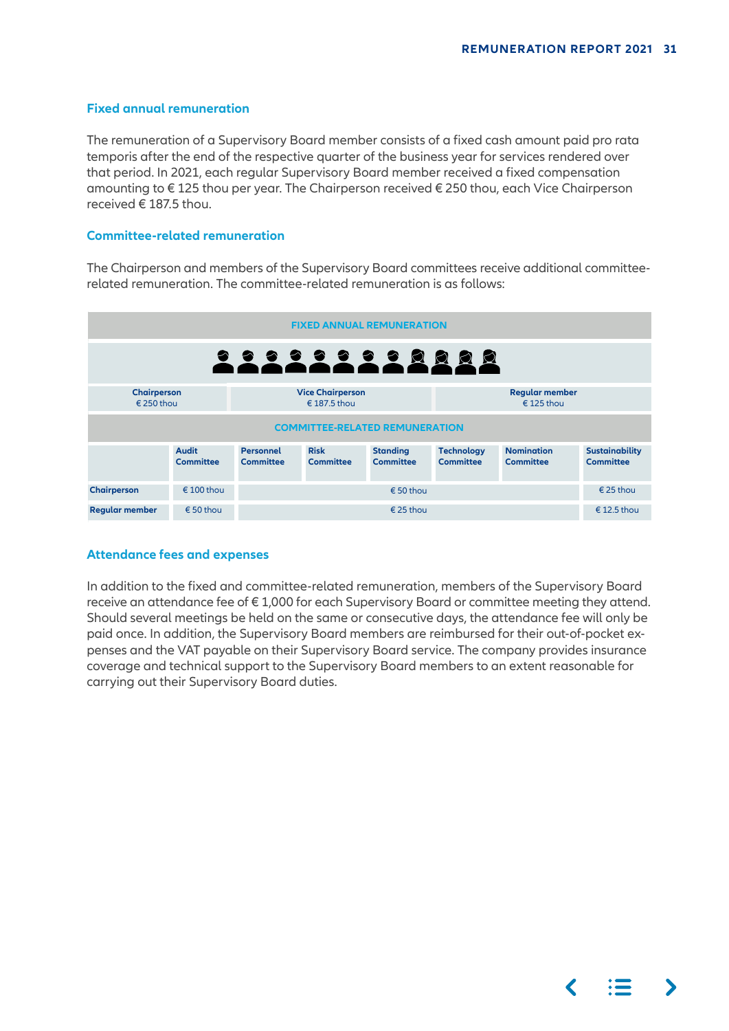### Fixed annual remuneration

The remuneration of a Supervisory Board member consists of a fixed cash amount paid pro rata temporis after the end of the respective quarter of the business year for services rendered over that period. In 2021, each regular Supervisory Board member received a fixed compensation amounting to € 125 thou per year. The Chairperson received € 250 thou, each Vice Chairperson received € 187.5 thou.

### Committee-related remuneration

The Chairperson and members of the Supervisory Board committees receive additional committee-related remuneration. The committee-related remuneration is as follows:

**FIXED ANNUAL REMUNERATION**

| Chairperson | Vice Chairperson | Regular member |
|---|---|---|
| € 250 thou | € 187.5 thou | € 125 thou |

**COMMITTEE-RELATED REMUNERATION**

| | Audit Committee | Personnel Committee | Risk Committee | Standing Committee | Technology Committee | Nomination Committee | Sustainability Committee |
|---|---|---|---|---|---|---|---|
| Chairperson | € 100 thou | € 50 thou | | | | | € 25 thou |
| Regular member | € 50 thou | € 25 thou | | | | | € 12.5 thou |

### Attendance fees and expenses

In addition to the fixed and committee-related remuneration, members of the Supervisory Board receive an attendance fee of € 1,000 for each Supervisory Board or committee meeting they attend. Should several meetings be held on the same or consecutive days, the attendance fee will only be paid once. In addition, the Supervisory Board members are reimbursed for their out-of-pocket expenses and the VAT payable on their Supervisory Board service. The company provides insurance coverage and technical support to the Supervisory Board members to an extent reasonable for carrying out their Supervisory Board duties.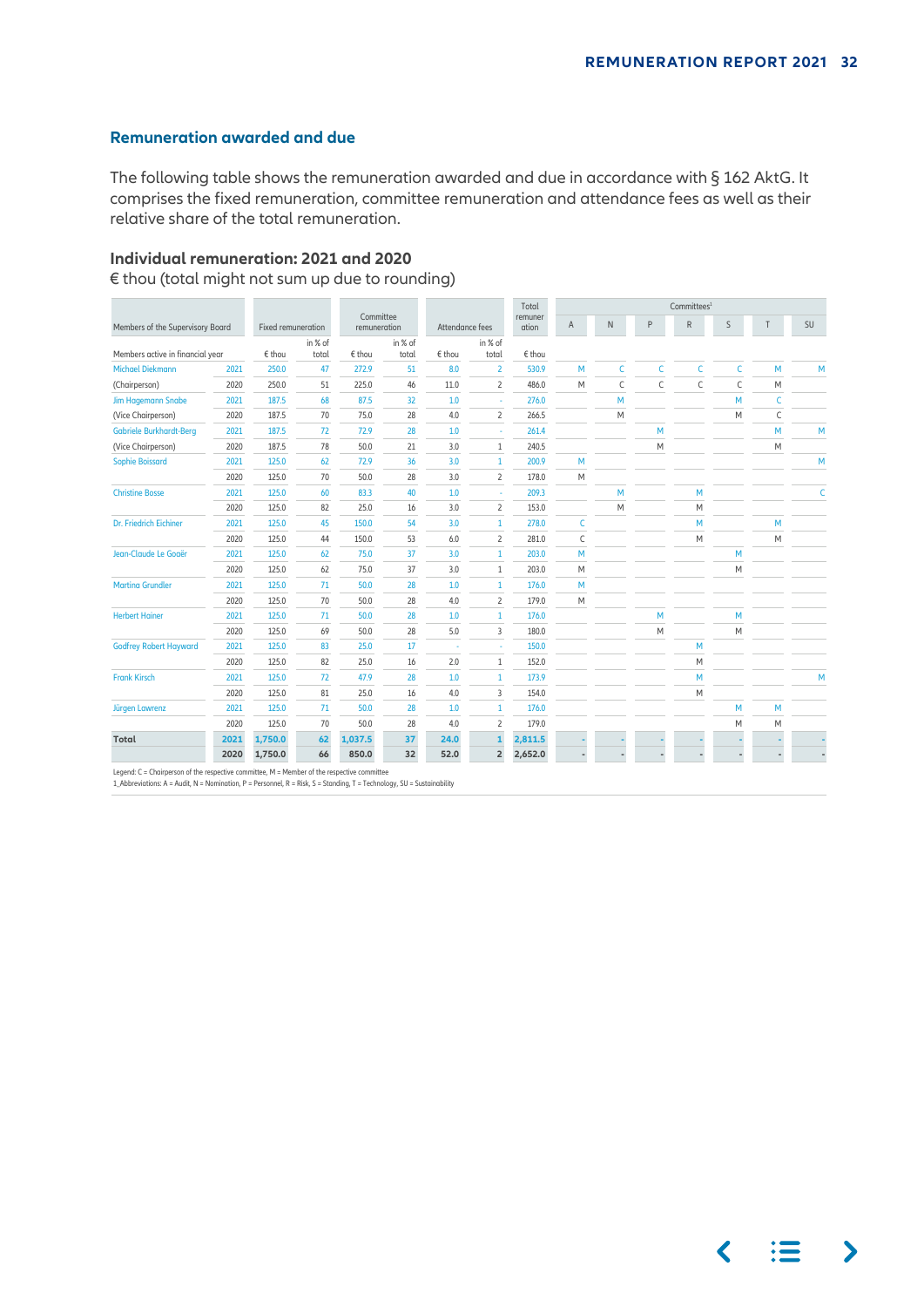## Remuneration awarded and due

The following table shows the remuneration awarded and due in accordance with § 162 AktG. It comprises the fixed remuneration, committee remuneration and attendance fees as well as their relative share of the total remuneration.

### Individual remuneration: 2021 and 2020

€ thou (total might not sum up due to rounding)

| Members of the Supervisory Board | | Fixed remuneration | | Committee remuneration | | Attendance fees | | Total remuneration | Committees[1] | | | | | | |
|---|---|---|---|---|---|---|---|---|---|---|---|---|---|---|---|
| | | | | | | | | | A | N | P | R | S | T | SU |
| Members active in financial year | | € thou | in % of total | € thou | in % of total | € thou | in % of total | € thou | | | | | | | |
| Michael Diekmann | 2021 | 250.0 | 47 | 272.9 | 51 | 8.0 | 2 | 530.9 | M | C | C | C | C | M | M |
| (Chairperson) | 2020 | 250.0 | 51 | 225.0 | 46 | 11.0 | 2 | 486.0 | M | C | C | C | C | M | |
| Jim Hagemann Snabe | 2021 | 187.5 | 68 | 87.5 | 32 | 1.0 | - | 276.0 | | M | | | M | C | |
| (Vice Chairperson) | 2020 | 187.5 | 70 | 75.0 | 28 | 4.0 | 2 | 266.5 | | M | | | M | C | |
| Gabriele Burkhardt-Berg | 2021 | 187.5 | 72 | 72.9 | 28 | 1.0 | - | 261.4 | | | M | | | M | M |
| (Vice Chairperson) | 2020 | 187.5 | 78 | 50.0 | 21 | 3.0 | 1 | 240.5 | | | M | | | M | |
| Sophie Boissard | 2021 | 125.0 | 62 | 72.9 | 36 | 3.0 | 1 | 200.9 | M | | | | | | M |
| | 2020 | 125.0 | 70 | 50.0 | 28 | 3.0 | 2 | 178.0 | M | | | | | | |
| Christine Bosse | 2021 | 125.0 | 60 | 83.3 | 40 | 1.0 | - | 209.3 | | M | | M | | | C |
| | 2020 | 125.0 | 82 | 25.0 | 16 | 3.0 | 2 | 153.0 | | M | | M | | | |
| Dr. Friedrich Eichiner | 2021 | 125.0 | 45 | 150.0 | 54 | 3.0 | 1 | 278.0 | C | | | M | | M | |
| | 2020 | 125.0 | 44 | 150.0 | 53 | 6.0 | 2 | 281.0 | C | | | M | | M | |
| Jean-Claude Le Goaër | 2021 | 125.0 | 62 | 75.0 | 37 | 3.0 | 1 | 203.0 | M | | | | M | | |
| | 2020 | 125.0 | 62 | 75.0 | 37 | 3.0 | 1 | 203.0 | M | | | | M | | |
| Martina Grundler | 2021 | 125.0 | 71 | 50.0 | 28 | 1.0 | 1 | 176.0 | M | | | | | | |
| | 2020 | 125.0 | 70 | 50.0 | 28 | 4.0 | 2 | 179.0 | M | | | | | | |
| Herbert Hainer | 2021 | 125.0 | 71 | 50.0 | 28 | 1.0 | 1 | 176.0 | | | M | | M | | |
| | 2020 | 125.0 | 69 | 50.0 | 28 | 5.0 | 3 | 180.0 | | | M | | M | | |
| Godfrey Robert Hayward | 2021 | 125.0 | 83 | 25.0 | 17 | - | - | 150.0 | | | | M | | | |
| | 2020 | 125.0 | 82 | 25.0 | 16 | 2.0 | 1 | 152.0 | | | | M | | | |
| Frank Kirsch | 2021 | 125.0 | 72 | 47.9 | 28 | 1.0 | 1 | 173.9 | | | | M | | | M |
| | 2020 | 125.0 | 81 | 25.0 | 16 | 4.0 | 3 | 154.0 | | | | M | | | |
| Jürgen Lawrenz | 2021 | 125.0 | 71 | 50.0 | 28 | 1.0 | 1 | 176.0 | | | | | M | M | |
| | 2020 | 125.0 | 70 | 50.0 | 28 | 4.0 | 2 | 179.0 | | | | | M | M | |
| **Total** | **2021** | **1,750.0** | **62** | **1,037.5** | **37** | **24.0** | **1** | **2,811.5** | - | - | - | - | - | - | - |
| | **2020** | **1,750.0** | **66** | **850.0** | **32** | **52.0** | **2** | **2,652.0** | - | - | - | - | - | - | - |

Legend: C = Chairperson of the respective committee, M = Member of the respective committee

1_Abbreviations: A = Audit, N = Nomination, P = Personnel, R = Risk, S = Standing, T = Technology, SU = Sustainability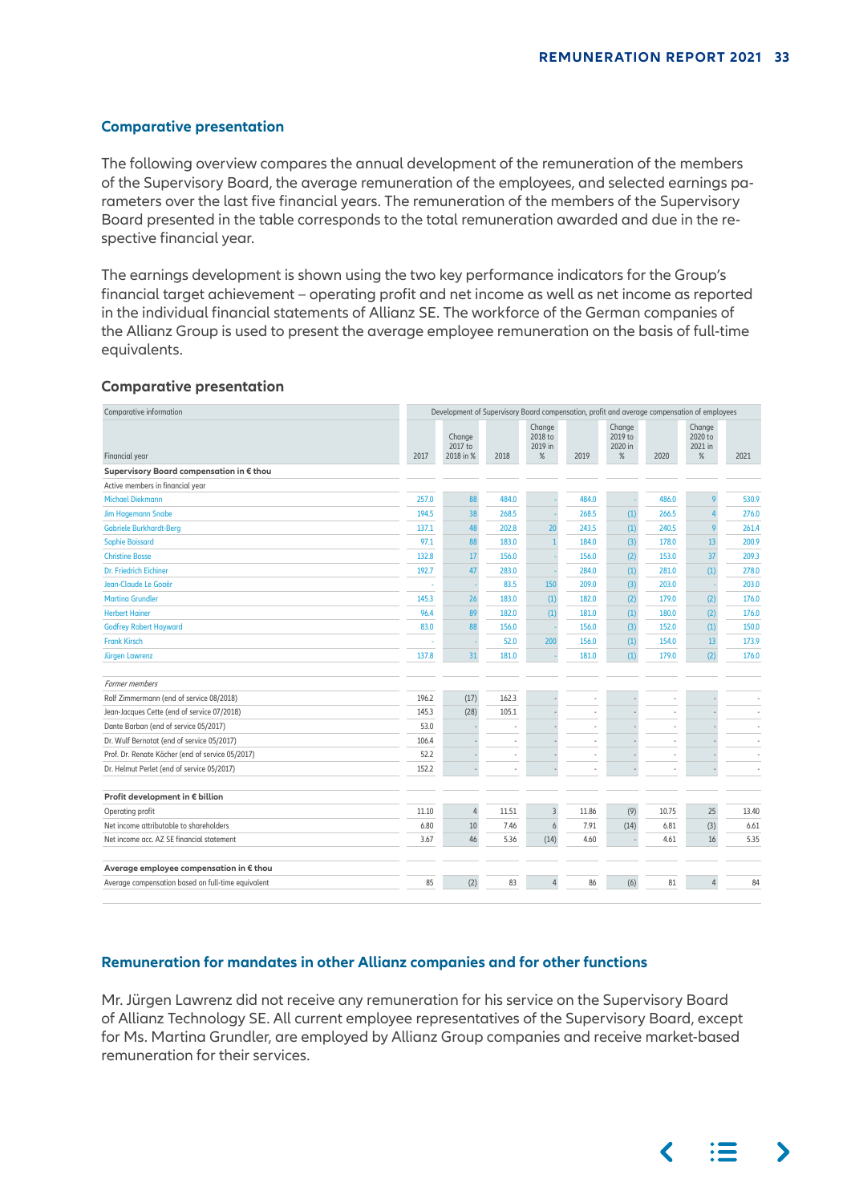## Comparative presentation

The following overview compares the annual development of the remuneration of the members of the Supervisory Board, the average remuneration of the employees, and selected earnings parameters over the last five financial years. The remuneration of the members of the Supervisory Board presented in the table corresponds to the total remuneration awarded and due in the respective financial year.

The earnings development is shown using the two key performance indicators for the Group's financial target achievement – operating profit and net income as well as net income as reported in the individual financial statements of Allianz SE. The workforce of the German companies of the Allianz Group is used to present the average employee remuneration on the basis of full-time equivalents.

### Comparative presentation

| Comparative information | Development of Supervisory Board compensation, profit and average compensation of employees | | | | | | | | |
|---|---|---|---|---|---|---|---|---|---|
| Financial year | 2017 | Change 2017 to 2018 in % | 2018 | Change 2018 to 2019 in % | 2019 | Change 2019 to 2020 in % | 2020 | Change 2020 to 2021 in % | 2021 |
| **Supervisory Board compensation in € thou** | | | | | | | | | |
| Active members in financial year | | | | | | | | | |
| Michael Diekmann | 257.0 | 88 | 484.0 | - | 484.0 | - | 486.0 | 9 | 530.9 |
| Jim Hagemann Snabe | 194.5 | 38 | 268.5 | - | 268.5 | (1) | 266.5 | 4 | 276.0 |
| Gabriele Burkhardt-Berg | 137.1 | 48 | 202.8 | 20 | 243.5 | (1) | 240.5 | 9 | 261.4 |
| Sophie Boissard | 97.1 | 88 | 183.0 | 1 | 184.0 | (3) | 178.0 | 13 | 200.9 |
| Christine Bosse | 132.8 | 17 | 156.0 | - | 156.0 | (2) | 153.0 | 37 | 209.3 |
| Dr. Friedrich Eichiner | 192.7 | 47 | 283.0 | - | 284.0 | (1) | 281.0 | (1) | 278.0 |
| Jean-Claude Le Goaër | - | - | 83.5 | 150 | 209.0 | (3) | 203.0 | - | 203.0 |
| Martina Grundler | 145.3 | 26 | 183.0 | (1) | 182.0 | (2) | 179.0 | (2) | 176.0 |
| Herbert Hainer | 96.4 | 89 | 182.0 | (1) | 181.0 | (1) | 180.0 | (2) | 176.0 |
| Godfrey Robert Hayward | 83.0 | 88 | 156.0 | - | 156.0 | (3) | 152.0 | (1) | 150.0 |
| Frank Kirsch | - | - | 52.0 | 200 | 156.0 | (1) | 154.0 | 13 | 173.9 |
| Jürgen Lawrenz | 137.8 | 31 | 181.0 | - | 181.0 | (1) | 179.0 | (2) | 176.0 |
| *Former members* | | | | | | | | | |
| Rolf Zimmermann (end of service 08/2018) | 196.2 | (17) | 162.3 | - | - | - | - | - | - |
| Jean-Jacques Cette (end of service 07/2018) | 145.3 | (28) | 105.1 | - | - | - | - | - | - |
| Dante Barban (end of service 05/2017) | 53.0 | - | - | - | - | - | - | - | - |
| Dr. Wulf Bernotat (end of service 05/2017) | 106.4 | - | - | - | - | - | - | - | - |
| Prof. Dr. Renate Köcher (end of service 05/2017) | 52.2 | - | - | - | - | - | - | - | - |
| Dr. Helmut Perlet (end of service 05/2017) | 152.2 | - | - | - | - | - | - | - | - |
| **Profit development in € billion** | | | | | | | | | |
| Operating profit | 11.10 | 4 | 11.51 | 3 | 11.86 | (9) | 10.75 | 25 | 13.40 |
| Net income attributable to shareholders | 6.80 | 10 | 7.46 | 6 | 7.91 | (14) | 6.81 | (3) | 6.61 |
| Net income acc. AZ SE financial statement | 3.67 | 46 | 5.36 | (14) | 4.60 | - | 4.61 | 16 | 5.35 |
| **Average employee compensation in € thou** | | | | | | | | | |
| Average compensation based on full-time equivalent | 85 | (2) | 83 | 4 | 86 | (6) | 81 | 4 | 84 |

## Remuneration for mandates in other Allianz companies and for other functions

Mr. Jürgen Lawrenz did not receive any remuneration for his service on the Supervisory Board of Allianz Technology SE. All current employee representatives of the Supervisory Board, except for Ms. Martina Grundler, are employed by Allianz Group companies and receive market-based remuneration for their services.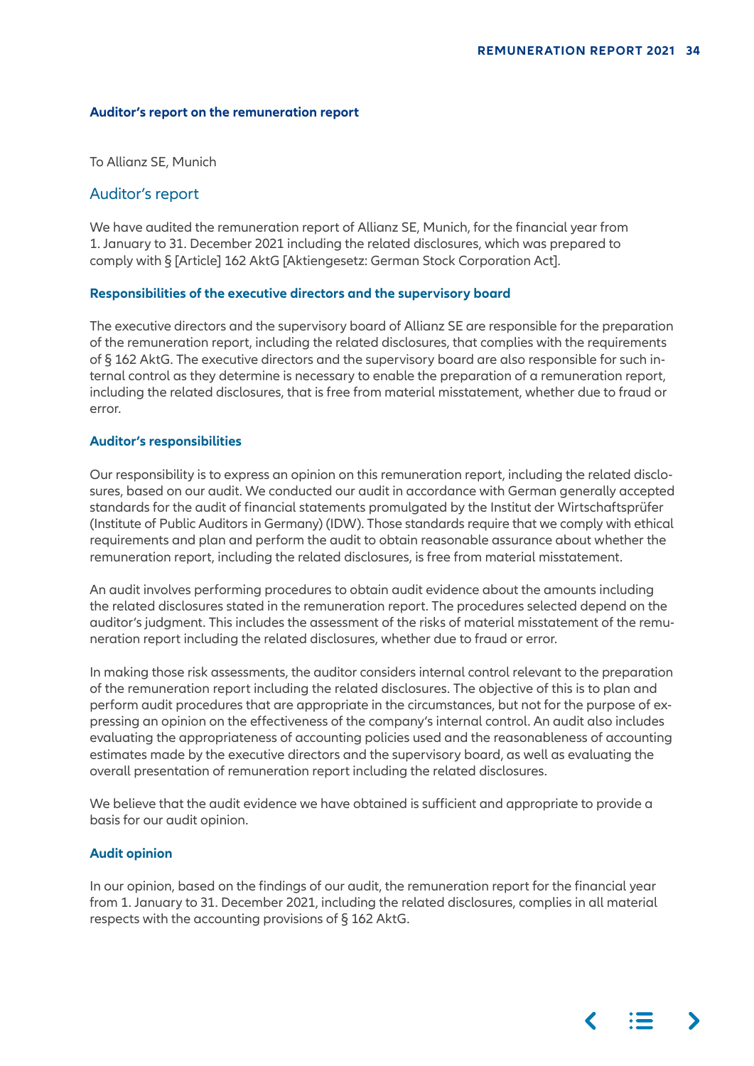### Auditor's report on the remuneration report

To Allianz SE, Munich

## Auditor's report

We have audited the remuneration report of Allianz SE, Munich, for the financial year from 1. January to 31. December 2021 including the related disclosures, which was prepared to comply with § [Article] 162 AktG [Aktiengesetz: German Stock Corporation Act].

#### Responsibilities of the executive directors and the supervisory board

The executive directors and the supervisory board of Allianz SE are responsible for the preparation of the remuneration report, including the related disclosures, that complies with the requirements of § 162 AktG. The executive directors and the supervisory board are also responsible for such internal control as they determine is necessary to enable the preparation of a remuneration report, including the related disclosures, that is free from material misstatement, whether due to fraud or error.

#### Auditor's responsibilities

Our responsibility is to express an opinion on this remuneration report, including the related disclosures, based on our audit. We conducted our audit in accordance with German generally accepted standards for the audit of financial statements promulgated by the Institut der Wirtschaftsprüfer (Institute of Public Auditors in Germany) (IDW). Those standards require that we comply with ethical requirements and plan and perform the audit to obtain reasonable assurance about whether the remuneration report, including the related disclosures, is free from material misstatement.

An audit involves performing procedures to obtain audit evidence about the amounts including the related disclosures stated in the remuneration report. The procedures selected depend on the auditor's judgment. This includes the assessment of the risks of material misstatement of the remuneration report including the related disclosures, whether due to fraud or error.

In making those risk assessments, the auditor considers internal control relevant to the preparation of the remuneration report including the related disclosures. The objective of this is to plan and perform audit procedures that are appropriate in the circumstances, but not for the purpose of expressing an opinion on the effectiveness of the company's internal control. An audit also includes evaluating the appropriateness of accounting policies used and the reasonableness of accounting estimates made by the executive directors and the supervisory board, as well as evaluating the overall presentation of remuneration report including the related disclosures.

We believe that the audit evidence we have obtained is sufficient and appropriate to provide a basis for our audit opinion.

#### Audit opinion

In our opinion, based on the findings of our audit, the remuneration report for the financial year from 1. January to 31. December 2021, including the related disclosures, complies in all material respects with the accounting provisions of § 162 AktG.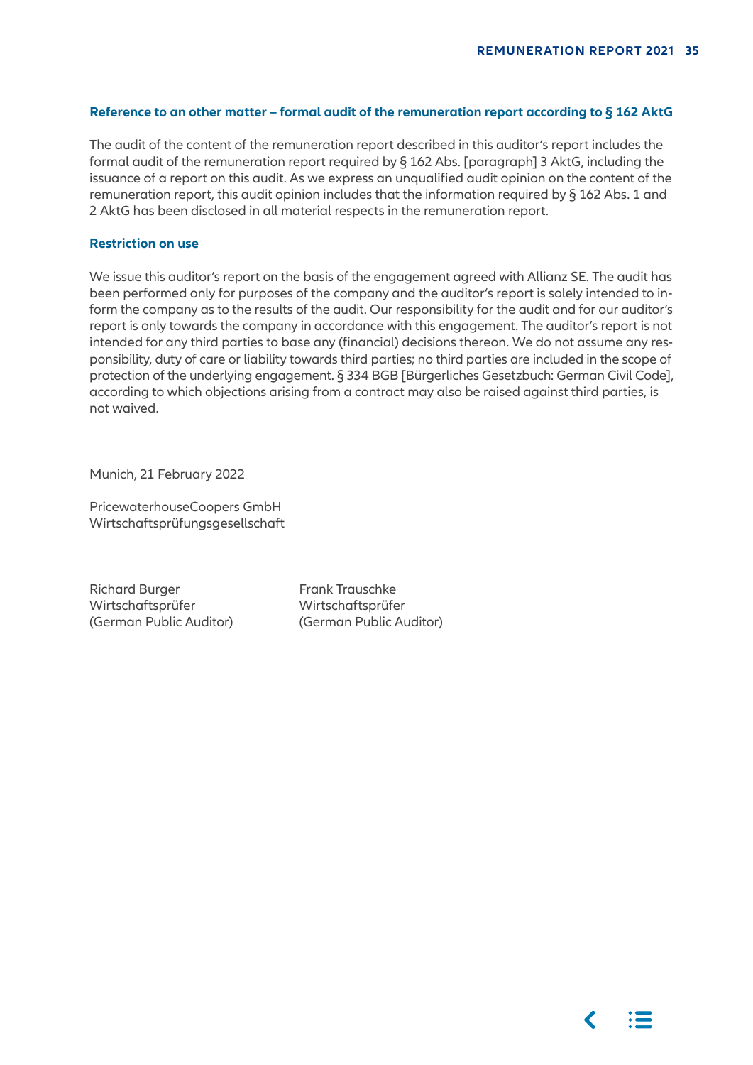### Reference to an other matter – formal audit of the remuneration report according to § 162 AktG

The audit of the content of the remuneration report described in this auditor's report includes the formal audit of the remuneration report required by § 162 Abs. [paragraph] 3 AktG, including the issuance of a report on this audit. As we express an unqualified audit opinion on the content of the remuneration report, this audit opinion includes that the information required by § 162 Abs. 1 and 2 AktG has been disclosed in all material respects in the remuneration report.

### Restriction on use

We issue this auditor's report on the basis of the engagement agreed with Allianz SE. The audit has been performed only for purposes of the company and the auditor's report is solely intended to inform the company as to the results of the audit. Our responsibility for the audit and for our auditor's report is only towards the company in accordance with this engagement. The auditor's report is not intended for any third parties to base any (financial) decisions thereon. We do not assume any responsibility, duty of care or liability towards third parties; no third parties are included in the scope of protection of the underlying engagement. § 334 BGB [Bürgerliches Gesetzbuch: German Civil Code], according to which objections arising from a contract may also be raised against third parties, is not waived.

Munich, 21 February 2022

PricewaterhouseCoopers GmbH
Wirtschaftsprüfungsgesellschaft

Richard Burger
Wirtschaftsprüfer
(German Public Auditor)

Frank Trauschke
Wirtschaftsprüfer
(German Public Auditor)